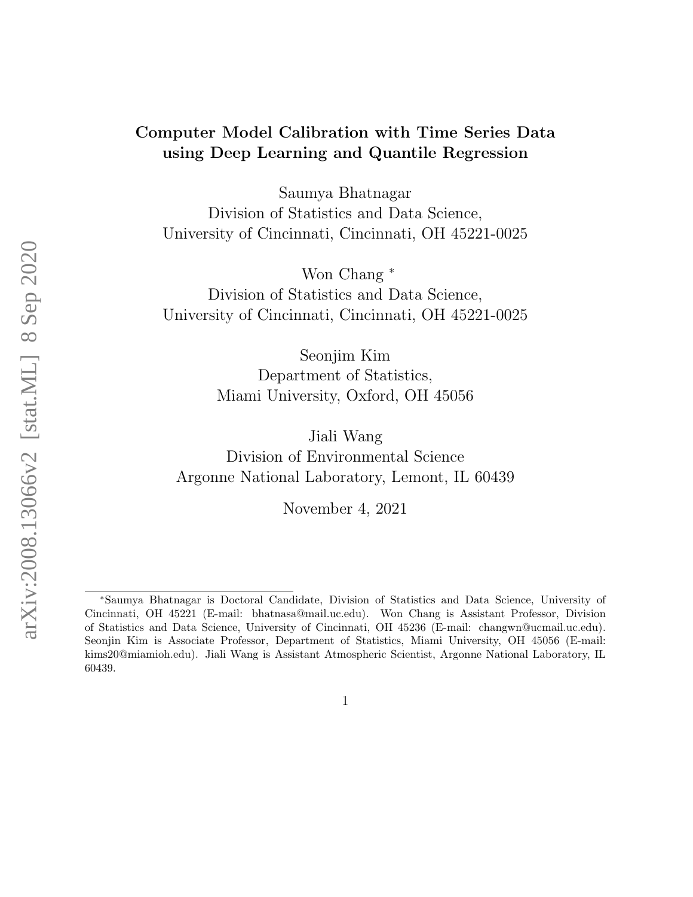# Computer Model Calibration with Time Series Data using Deep Learning and Quantile Regression

Saumya Bhatnagar
Division of Statistics and Data Science,
University of Cincinnati, Cincinnati, OH 45221-0025

Won Chang *
Division of Statistics and Data Science,
University of Cincinnati, Cincinnati, OH 45221-0025

Seonjim Kim
Department of Statistics,
Miami University, Oxford, OH 45056

Jiali Wang
Division of Environmental Science
Argonne National Laboratory, Lemont, IL 60439

November 4, 2021

---

*Saumya Bhatnagar is Doctoral Candidate, Division of Statistics and Data Science, University of Cincinnati, OH 45221 (E-mail: bhatnasa@mail.uc.edu). Won Chang is Assistant Professor, Division of Statistics and Data Science, University of Cincinnati, OH 45236 (E-mail: changwn@ucmail.uc.edu). Seonjin Kim is Associate Professor, Department of Statistics, Miami University, OH 45056 (E-mail: kims20@miamioh.edu). Jiali Wang is Assistant Atmospheric Scientist, Argonne National Laboratory, IL 60439.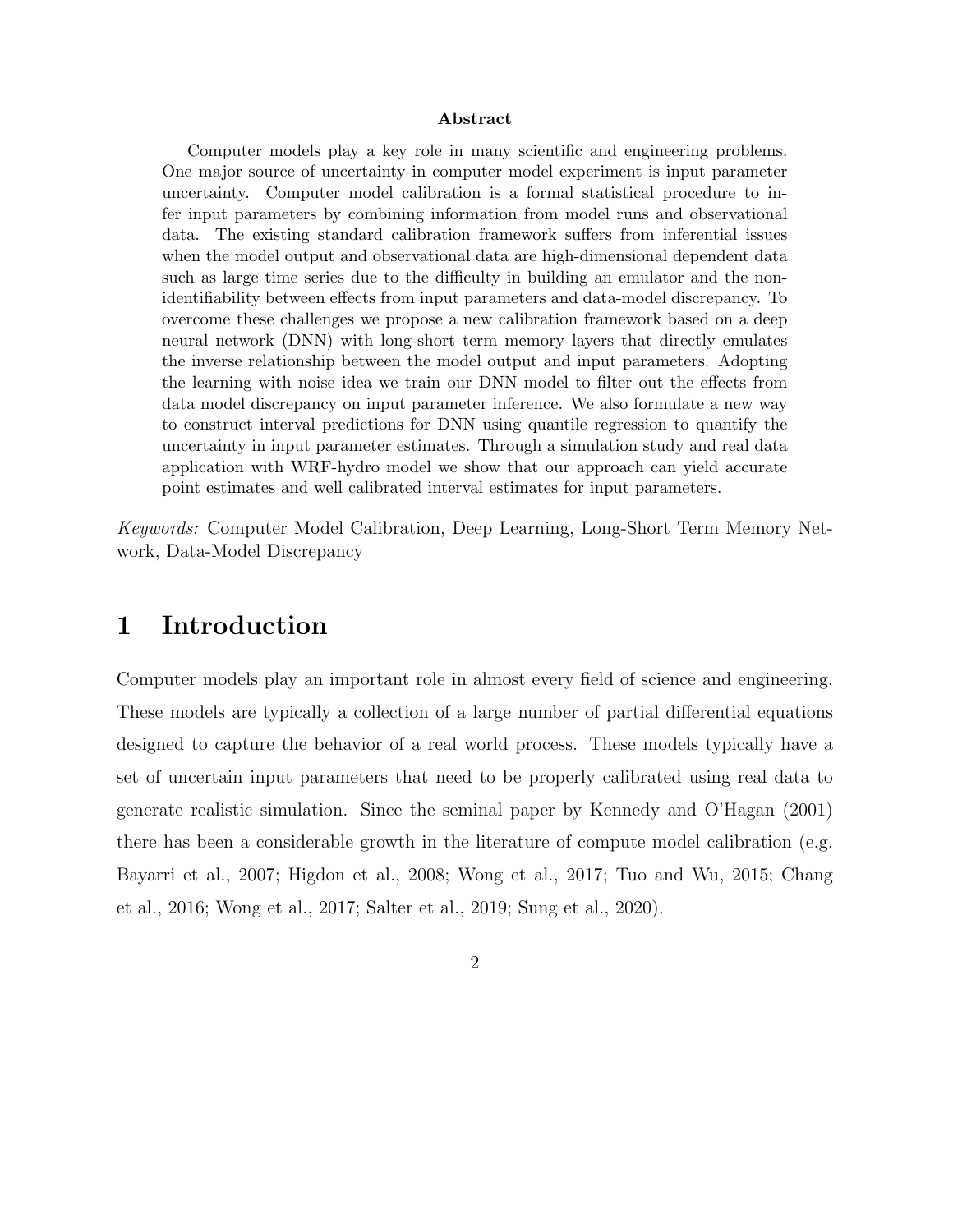**Abstract**

Computer models play a key role in many scientific and engineering problems. One major source of uncertainty in computer model experiment is input parameter uncertainty. Computer model calibration is a formal statistical procedure to infer input parameters by combining information from model runs and observational data. The existing standard calibration framework suffers from inferential issues when the model output and observational data are high-dimensional dependent data such as large time series due to the difficulty in building an emulator and the non-identifiability between effects from input parameters and data-model discrepancy. To overcome these challenges we propose a new calibration framework based on a deep neural network (DNN) with long-short term memory layers that directly emulates the inverse relationship between the model output and input parameters. Adopting the learning with noise idea we train our DNN model to filter out the effects from data model discrepancy on input parameter inference. We also formulate a new way to construct interval predictions for DNN using quantile regression to quantify the uncertainty in input parameter estimates. Through a simulation study and real data application with WRF-hydro model we show that our approach can yield accurate point estimates and well calibrated interval estimates for input parameters.

*Keywords:* Computer Model Calibration, Deep Learning, Long-Short Term Memory Network, Data-Model Discrepancy

# 1 Introduction

Computer models play an important role in almost every field of science and engineering. These models are typically a collection of a large number of partial differential equations designed to capture the behavior of a real world process. These models typically have a set of uncertain input parameters that need to be properly calibrated using real data to generate realistic simulation. Since the seminal paper by Kennedy and O'Hagan (2001) there has been a considerable growth in the literature of compute model calibration (e.g. Bayarri et al., 2007; Higdon et al., 2008; Wong et al., 2017; Tuo and Wu, 2015; Chang et al., 2016; Wong et al., 2017; Salter et al., 2019; Sung et al., 2020).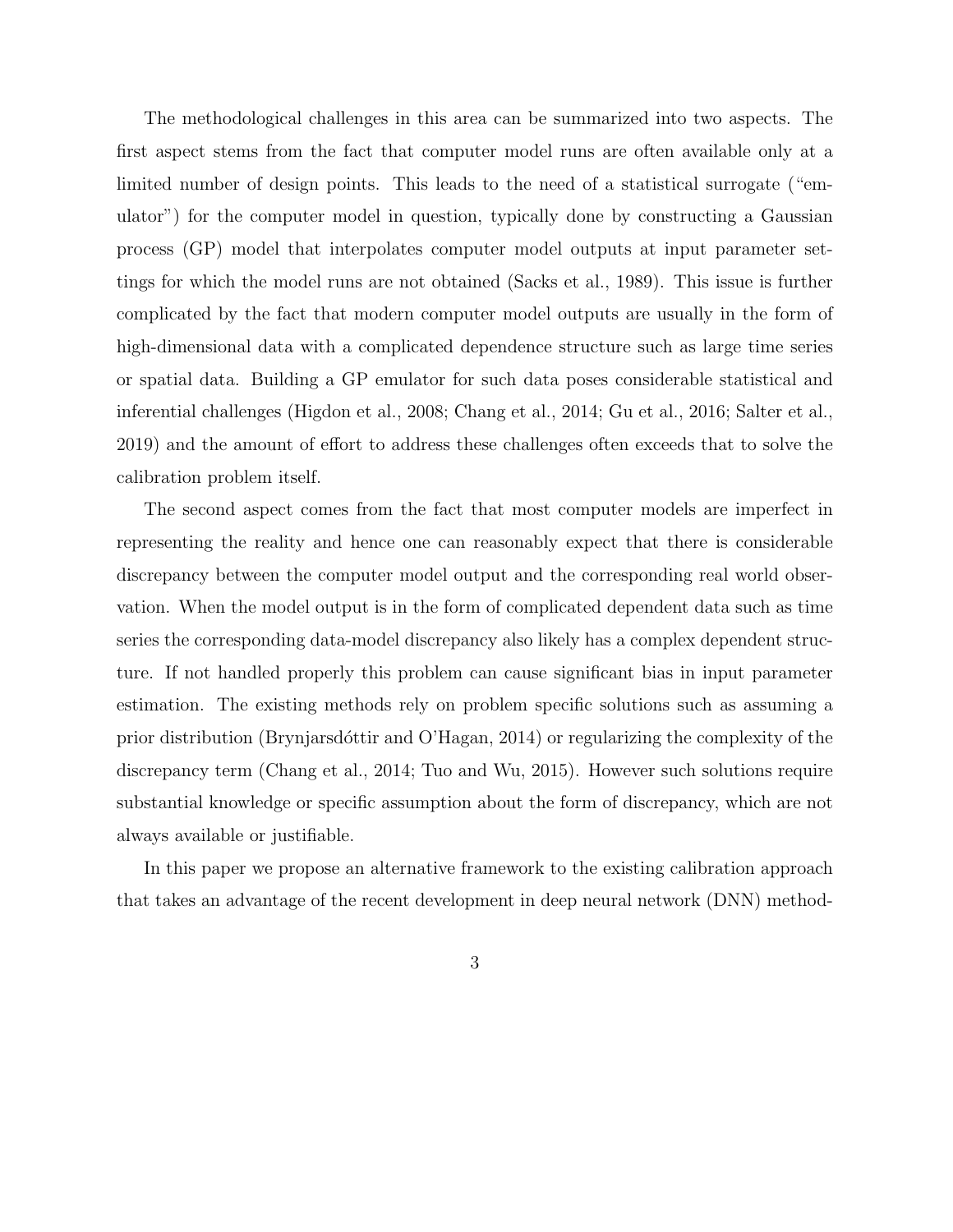The methodological challenges in this area can be summarized into two aspects. The first aspect stems from the fact that computer model runs are often available only at a limited number of design points. This leads to the need of a statistical surrogate ("emulator") for the computer model in question, typically done by constructing a Gaussian process (GP) model that interpolates computer model outputs at input parameter settings for which the model runs are not obtained (Sacks et al., 1989). This issue is further complicated by the fact that modern computer model outputs are usually in the form of high-dimensional data with a complicated dependence structure such as large time series or spatial data. Building a GP emulator for such data poses considerable statistical and inferential challenges (Higdon et al., 2008; Chang et al., 2014; Gu et al., 2016; Salter et al., 2019) and the amount of effort to address these challenges often exceeds that to solve the calibration problem itself.

The second aspect comes from the fact that most computer models are imperfect in representing the reality and hence one can reasonably expect that there is considerable discrepancy between the computer model output and the corresponding real world observation. When the model output is in the form of complicated dependent data such as time series the corresponding data-model discrepancy also likely has a complex dependent structure. If not handled properly this problem can cause significant bias in input parameter estimation. The existing methods rely on problem specific solutions such as assuming a prior distribution (Brynjarsdóttir and O'Hagan, 2014) or regularizing the complexity of the discrepancy term (Chang et al., 2014; Tuo and Wu, 2015). However such solutions require substantial knowledge or specific assumption about the form of discrepancy, which are not always available or justifiable.

In this paper we propose an alternative framework to the existing calibration approach that takes an advantage of the recent development in deep neural network (DNN) method-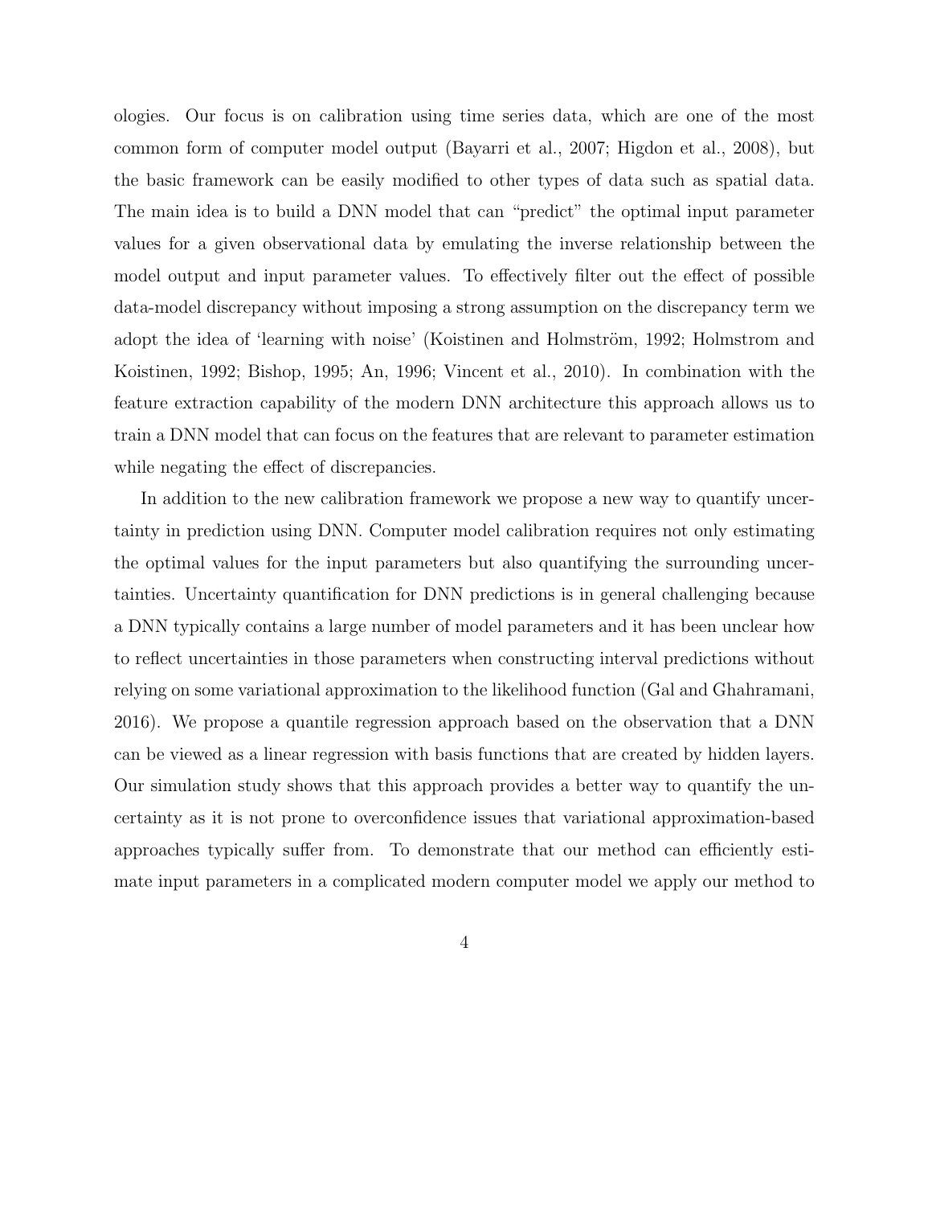ologies. Our focus is on calibration using time series data, which are one of the most common form of computer model output (Bayarri et al., 2007; Higdon et al., 2008), but the basic framework can be easily modified to other types of data such as spatial data. The main idea is to build a DNN model that can "predict" the optimal input parameter values for a given observational data by emulating the inverse relationship between the model output and input parameter values. To effectively filter out the effect of possible data-model discrepancy without imposing a strong assumption on the discrepancy term we adopt the idea of 'learning with noise' (Koistinen and Holmström, 1992; Holmstrom and Koistinen, 1992; Bishop, 1995; An, 1996; Vincent et al., 2010). In combination with the feature extraction capability of the modern DNN architecture this approach allows us to train a DNN model that can focus on the features that are relevant to parameter estimation while negating the effect of discrepancies.

In addition to the new calibration framework we propose a new way to quantify uncertainty in prediction using DNN. Computer model calibration requires not only estimating the optimal values for the input parameters but also quantifying the surrounding uncertainties. Uncertainty quantification for DNN predictions is in general challenging because a DNN typically contains a large number of model parameters and it has been unclear how to reflect uncertainties in those parameters when constructing interval predictions without relying on some variational approximation to the likelihood function (Gal and Ghahramani, 2016). We propose a quantile regression approach based on the observation that a DNN can be viewed as a linear regression with basis functions that are created by hidden layers. Our simulation study shows that this approach provides a better way to quantify the uncertainty as it is not prone to overconfidence issues that variational approximation-based approaches typically suffer from. To demonstrate that our method can efficiently estimate input parameters in a complicated modern computer model we apply our method to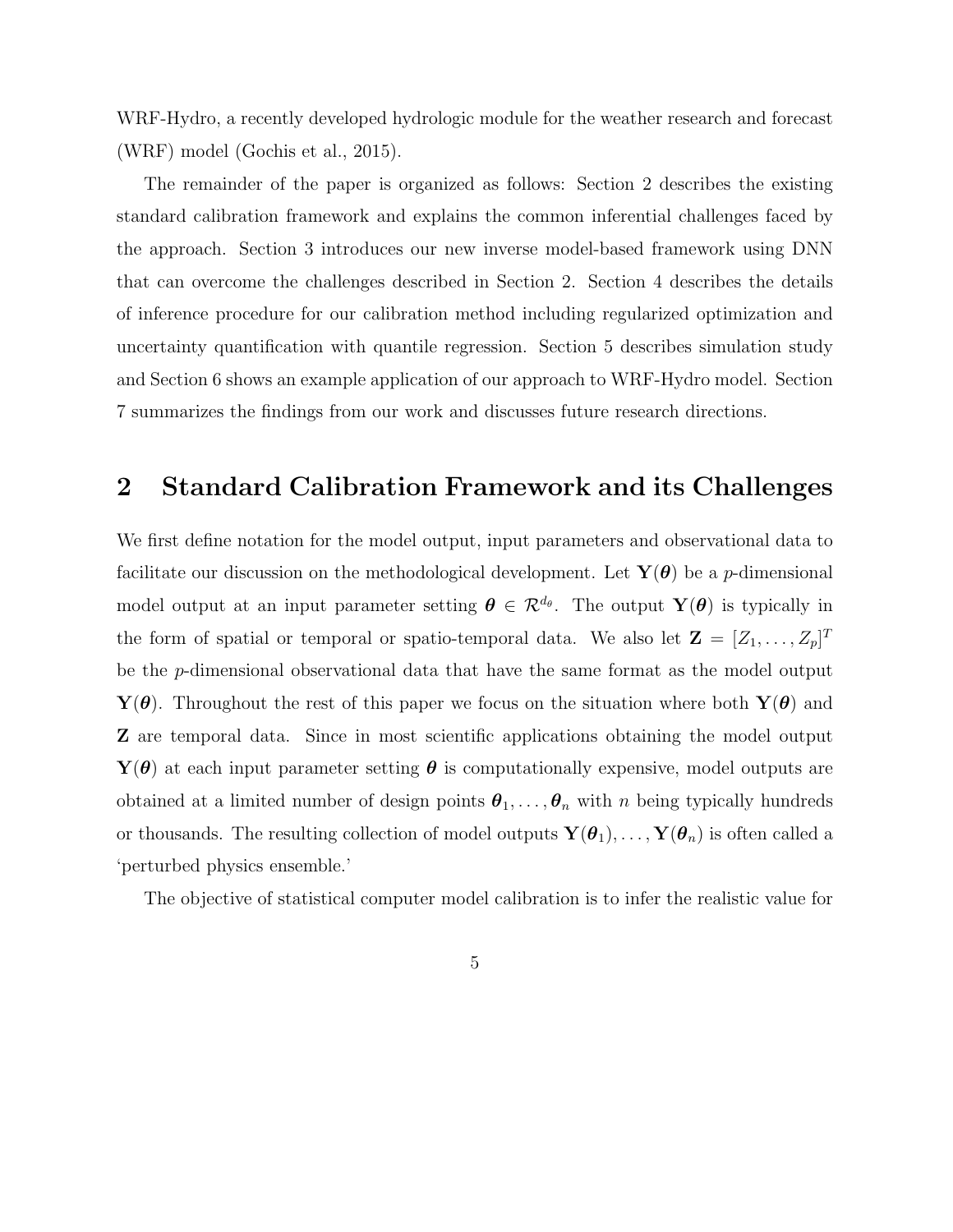WRF-Hydro, a recently developed hydrologic module for the weather research and forecast (WRF) model (Gochis et al., 2015).

The remainder of the paper is organized as follows: Section 2 describes the existing standard calibration framework and explains the common inferential challenges faced by the approach. Section 3 introduces our new inverse model-based framework using DNN that can overcome the challenges described in Section 2. Section 4 describes the details of inference procedure for our calibration method including regularized optimization and uncertainty quantification with quantile regression. Section 5 describes simulation study and Section 6 shows an example application of our approach to WRF-Hydro model. Section 7 summarizes the findings from our work and discusses future research directions.

## 2 Standard Calibration Framework and its Challenges

We first define notation for the model output, input parameters and observational data to facilitate our discussion on the methodological development. Let $\mathbf{Y}(\boldsymbol{\theta})$ be a $p$-dimensional model output at an input parameter setting $\boldsymbol{\theta} \in \mathcal{R}^{d_\theta}$. The output $\mathbf{Y}(\boldsymbol{\theta})$ is typically in the form of spatial or temporal or spatio-temporal data. We also let $\mathbf{Z} = [Z_1, \ldots, Z_p]^T$ be the $p$-dimensional observational data that have the same format as the model output $\mathbf{Y}(\boldsymbol{\theta})$. Throughout the rest of this paper we focus on the situation where both $\mathbf{Y}(\boldsymbol{\theta})$ and $\mathbf{Z}$ are temporal data. Since in most scientific applications obtaining the model output $\mathbf{Y}(\boldsymbol{\theta})$ at each input parameter setting $\boldsymbol{\theta}$ is computationally expensive, model outputs are obtained at a limited number of design points $\boldsymbol{\theta}_1, \ldots, \boldsymbol{\theta}_n$ with $n$ being typically hundreds or thousands. The resulting collection of model outputs $\mathbf{Y}(\boldsymbol{\theta}_1), \ldots, \mathbf{Y}(\boldsymbol{\theta}_n)$ is often called a 'perturbed physics ensemble.'

The objective of statistical computer model calibration is to infer the realistic value for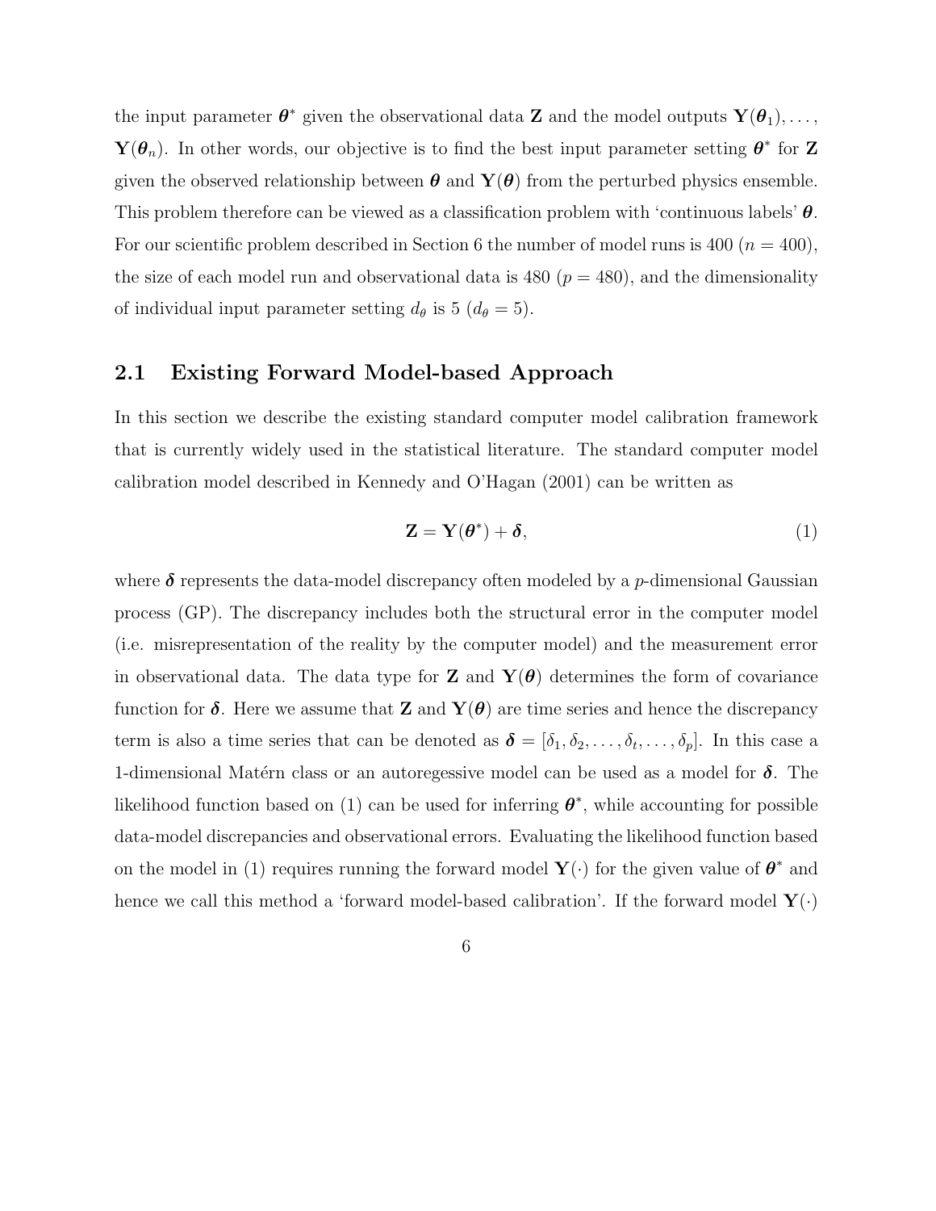the input parameter $\boldsymbol{\theta}^*$ given the observational data $\mathbf{Z}$ and the model outputs $\mathbf{Y}(\boldsymbol{\theta}_1), \ldots, \mathbf{Y}(\boldsymbol{\theta}_n)$. In other words, our objective is to find the best input parameter setting $\boldsymbol{\theta}^*$ for $\mathbf{Z}$ given the observed relationship between $\boldsymbol{\theta}$ and $\mathbf{Y}(\boldsymbol{\theta})$ from the perturbed physics ensemble. This problem therefore can be viewed as a classification problem with 'continuous labels' $\boldsymbol{\theta}$. For our scientific problem described in Section 6 the number of model runs is 400 ($n = 400$), the size of each model run and observational data is 480 ($p = 480$), and the dimensionality of individual input parameter setting $d_\theta$ is 5 ($d_\theta = 5$).

## 2.1 Existing Forward Model-based Approach

In this section we describe the existing standard computer model calibration framework that is currently widely used in the statistical literature. The standard computer model calibration model described in Kennedy and O'Hagan (2001) can be written as

$$\mathbf{Z} = \mathbf{Y}(\boldsymbol{\theta}^*) + \boldsymbol{\delta}, \tag{1}$$

where $\boldsymbol{\delta}$ represents the data-model discrepancy often modeled by a $p$-dimensional Gaussian process (GP). The discrepancy includes both the structural error in the computer model (i.e. misrepresentation of the reality by the computer model) and the measurement error in observational data. The data type for $\mathbf{Z}$ and $\mathbf{Y}(\boldsymbol{\theta})$ determines the form of covariance function for $\boldsymbol{\delta}$. Here we assume that $\mathbf{Z}$ and $\mathbf{Y}(\boldsymbol{\theta})$ are time series and hence the discrepancy term is also a time series that can be denoted as $\boldsymbol{\delta} = [\delta_1, \delta_2, \ldots, \delta_t, \ldots, \delta_p]$. In this case a 1-dimensional Matérn class or an autoregessive model can be used as a model for $\boldsymbol{\delta}$. The likelihood function based on (1) can be used for inferring $\boldsymbol{\theta}^*$, while accounting for possible data-model discrepancies and observational errors. Evaluating the likelihood function based on the model in (1) requires running the forward model $\mathbf{Y}(\cdot)$ for the given value of $\boldsymbol{\theta}^*$ and hence we call this method a 'forward model-based calibration'. If the forward model $\mathbf{Y}(\cdot)$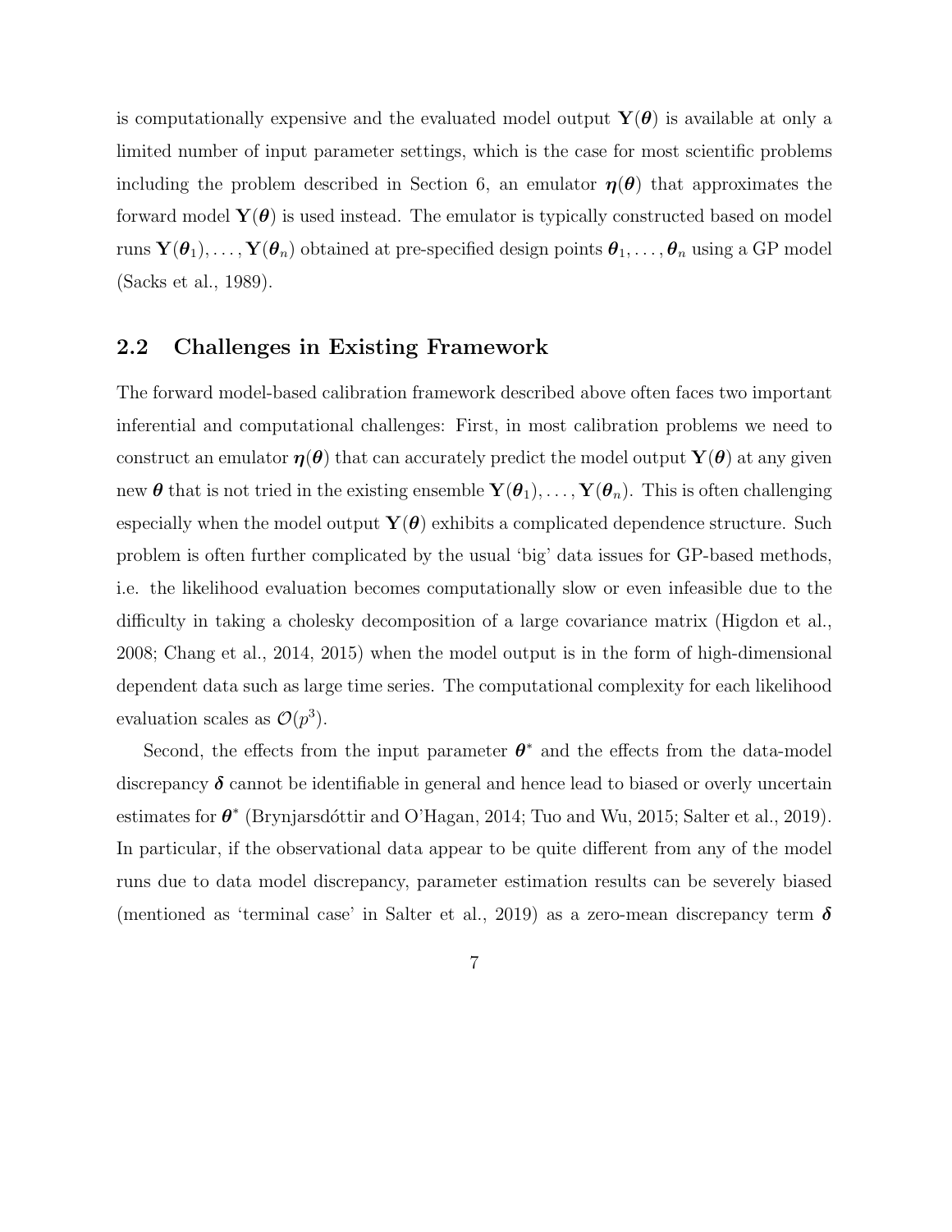is computationally expensive and the evaluated model output $\mathbf{Y}(\boldsymbol{\theta})$ is available at only a limited number of input parameter settings, which is the case for most scientific problems including the problem described in Section 6, an emulator $\boldsymbol{\eta}(\boldsymbol{\theta})$ that approximates the forward model $\mathbf{Y}(\boldsymbol{\theta})$ is used instead. The emulator is typically constructed based on model runs $\mathbf{Y}(\boldsymbol{\theta}_1), \ldots, \mathbf{Y}(\boldsymbol{\theta}_n)$ obtained at pre-specified design points $\boldsymbol{\theta}_1, \ldots, \boldsymbol{\theta}_n$ using a GP model (Sacks et al., 1989).

## 2.2 Challenges in Existing Framework

The forward model-based calibration framework described above often faces two important inferential and computational challenges: First, in most calibration problems we need to construct an emulator $\boldsymbol{\eta}(\boldsymbol{\theta})$ that can accurately predict the model output $\mathbf{Y}(\boldsymbol{\theta})$ at any given new $\boldsymbol{\theta}$ that is not tried in the existing ensemble $\mathbf{Y}(\boldsymbol{\theta}_1), \ldots, \mathbf{Y}(\boldsymbol{\theta}_n)$. This is often challenging especially when the model output $\mathbf{Y}(\boldsymbol{\theta})$ exhibits a complicated dependence structure. Such problem is often further complicated by the usual 'big' data issues for GP-based methods, i.e. the likelihood evaluation becomes computationally slow or even infeasible due to the difficulty in taking a cholesky decomposition of a large covariance matrix (Higdon et al., 2008; Chang et al., 2014, 2015) when the model output is in the form of high-dimensional dependent data such as large time series. The computational complexity for each likelihood evaluation scales as $\mathcal{O}(p^3)$.

Second, the effects from the input parameter $\boldsymbol{\theta}^*$ and the effects from the data-model discrepancy $\boldsymbol{\delta}$ cannot be identifiable in general and hence lead to biased or overly uncertain estimates for $\boldsymbol{\theta}^*$ (Brynjarsdóttir and O'Hagan, 2014; Tuo and Wu, 2015; Salter et al., 2019). In particular, if the observational data appear to be quite different from any of the model runs due to data model discrepancy, parameter estimation results can be severely biased (mentioned as 'terminal case' in Salter et al., 2019) as a zero-mean discrepancy term $\boldsymbol{\delta}$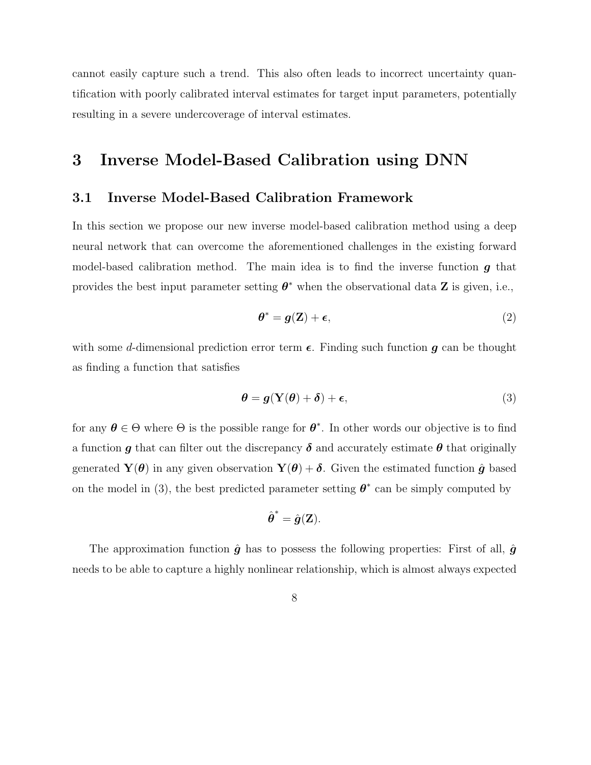cannot easily capture such a trend. This also often leads to incorrect uncertainty quantification with poorly calibrated interval estimates for target input parameters, potentially resulting in a severe undercoverage of interval estimates.

# 3 Inverse Model-Based Calibration using DNN

## 3.1 Inverse Model-Based Calibration Framework

In this section we propose our new inverse model-based calibration method using a deep neural network that can overcome the aforementioned challenges in the existing forward model-based calibration method. The main idea is to find the inverse function $\boldsymbol{g}$ that provides the best input parameter setting $\boldsymbol{\theta}^*$ when the observational data $\mathbf{Z}$ is given, i.e.,

$$\boldsymbol{\theta}^* = \boldsymbol{g}(\mathbf{Z}) + \boldsymbol{\epsilon}, \tag{2}$$

with some $d$-dimensional prediction error term $\boldsymbol{\epsilon}$. Finding such function $\boldsymbol{g}$ can be thought as finding a function that satisfies

$$\boldsymbol{\theta} = \boldsymbol{g}(\mathbf{Y}(\boldsymbol{\theta}) + \boldsymbol{\delta}) + \boldsymbol{\epsilon}, \tag{3}$$

for any $\boldsymbol{\theta} \in \Theta$ where $\Theta$ is the possible range for $\boldsymbol{\theta}^*$. In other words our objective is to find a function $\boldsymbol{g}$ that can filter out the discrepancy $\boldsymbol{\delta}$ and accurately estimate $\boldsymbol{\theta}$ that originally generated $\mathbf{Y}(\boldsymbol{\theta})$ in any given observation $\mathbf{Y}(\boldsymbol{\theta}) + \boldsymbol{\delta}$. Given the estimated function $\hat{\boldsymbol{g}}$ based on the model in (3), the best predicted parameter setting $\boldsymbol{\theta}^*$ can be simply computed by

$$\hat{\boldsymbol{\theta}}^* = \hat{\boldsymbol{g}}(\mathbf{Z}).$$

The approximation function $\hat{\boldsymbol{g}}$ has to possess the following properties: First of all, $\hat{\boldsymbol{g}}$ needs to be able to capture a highly nonlinear relationship, which is almost always expected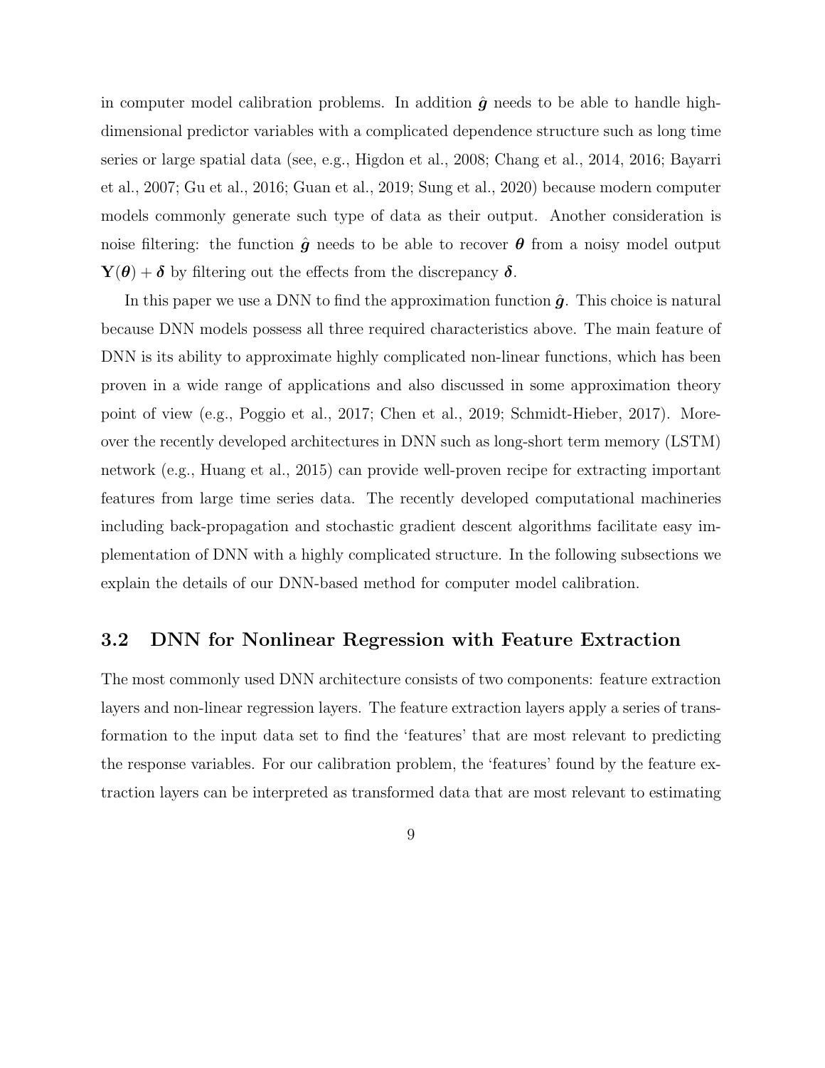in computer model calibration problems. In addition $\hat{\boldsymbol{g}}$ needs to be able to handle high-dimensional predictor variables with a complicated dependence structure such as long time series or large spatial data (see, e.g., Higdon et al., 2008; Chang et al., 2014, 2016; Bayarri et al., 2007; Gu et al., 2016; Guan et al., 2019; Sung et al., 2020) because modern computer models commonly generate such type of data as their output. Another consideration is noise filtering: the function $\hat{\boldsymbol{g}}$ needs to be able to recover $\boldsymbol{\theta}$ from a noisy model output $\mathbf{Y}(\boldsymbol{\theta}) + \boldsymbol{\delta}$ by filtering out the effects from the discrepancy $\boldsymbol{\delta}$.

In this paper we use a DNN to find the approximation function $\hat{\boldsymbol{g}}$. This choice is natural because DNN models possess all three required characteristics above. The main feature of DNN is its ability to approximate highly complicated non-linear functions, which has been proven in a wide range of applications and also discussed in some approximation theory point of view (e.g., Poggio et al., 2017; Chen et al., 2019; Schmidt-Hieber, 2017). Moreover the recently developed architectures in DNN such as long-short term memory (LSTM) network (e.g., Huang et al., 2015) can provide well-proven recipe for extracting important features from large time series data. The recently developed computational machineries including back-propagation and stochastic gradient descent algorithms facilitate easy implementation of DNN with a highly complicated structure. In the following subsections we explain the details of our DNN-based method for computer model calibration.

## 3.2 DNN for Nonlinear Regression with Feature Extraction

The most commonly used DNN architecture consists of two components: feature extraction layers and non-linear regression layers. The feature extraction layers apply a series of transformation to the input data set to find the 'features' that are most relevant to predicting the response variables. For our calibration problem, the 'features' found by the feature extraction layers can be interpreted as transformed data that are most relevant to estimating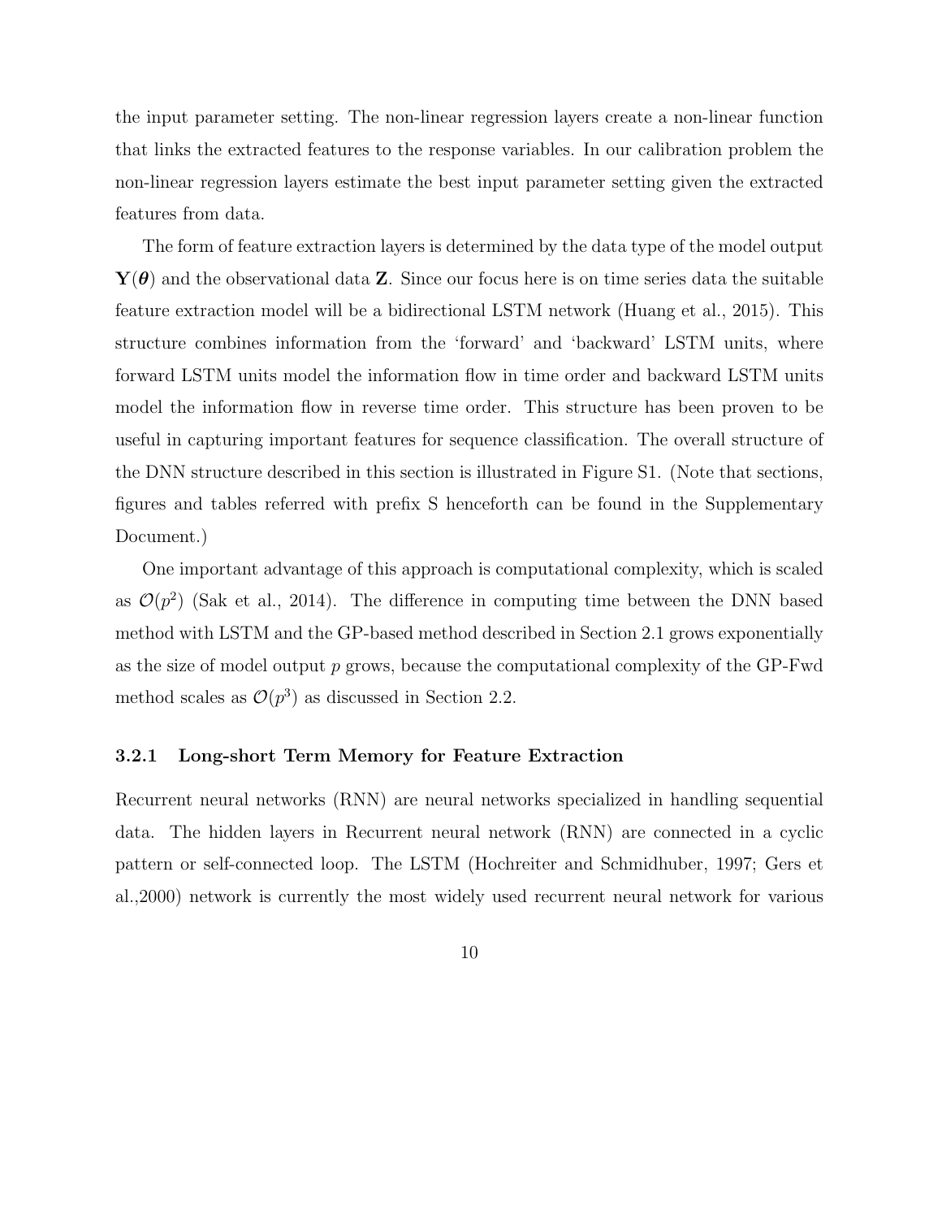the input parameter setting. The non-linear regression layers create a non-linear function that links the extracted features to the response variables. In our calibration problem the non-linear regression layers estimate the best input parameter setting given the extracted features from data.

The form of feature extraction layers is determined by the data type of the model output $\mathbf{Y}(\boldsymbol{\theta})$ and the observational data $\mathbf{Z}$. Since our focus here is on time series data the suitable feature extraction model will be a bidirectional LSTM network (Huang et al., 2015). This structure combines information from the 'forward' and 'backward' LSTM units, where forward LSTM units model the information flow in time order and backward LSTM units model the information flow in reverse time order. This structure has been proven to be useful in capturing important features for sequence classification. The overall structure of the DNN structure described in this section is illustrated in Figure S1. (Note that sections, figures and tables referred with prefix S henceforth can be found in the Supplementary Document.)

One important advantage of this approach is computational complexity, which is scaled as $\mathcal{O}(p^2)$ (Sak et al., 2014). The difference in computing time between the DNN based method with LSTM and the GP-based method described in Section 2.1 grows exponentially as the size of model output $p$ grows, because the computational complexity of the GP-Fwd method scales as $\mathcal{O}(p^3)$ as discussed in Section 2.2.

#### 3.2.1 Long-short Term Memory for Feature Extraction

Recurrent neural networks (RNN) are neural networks specialized in handling sequential data. The hidden layers in Recurrent neural network (RNN) are connected in a cyclic pattern or self-connected loop. The LSTM (Hochreiter and Schmidhuber, 1997; Gers et al.,2000) network is currently the most widely used recurrent neural network for various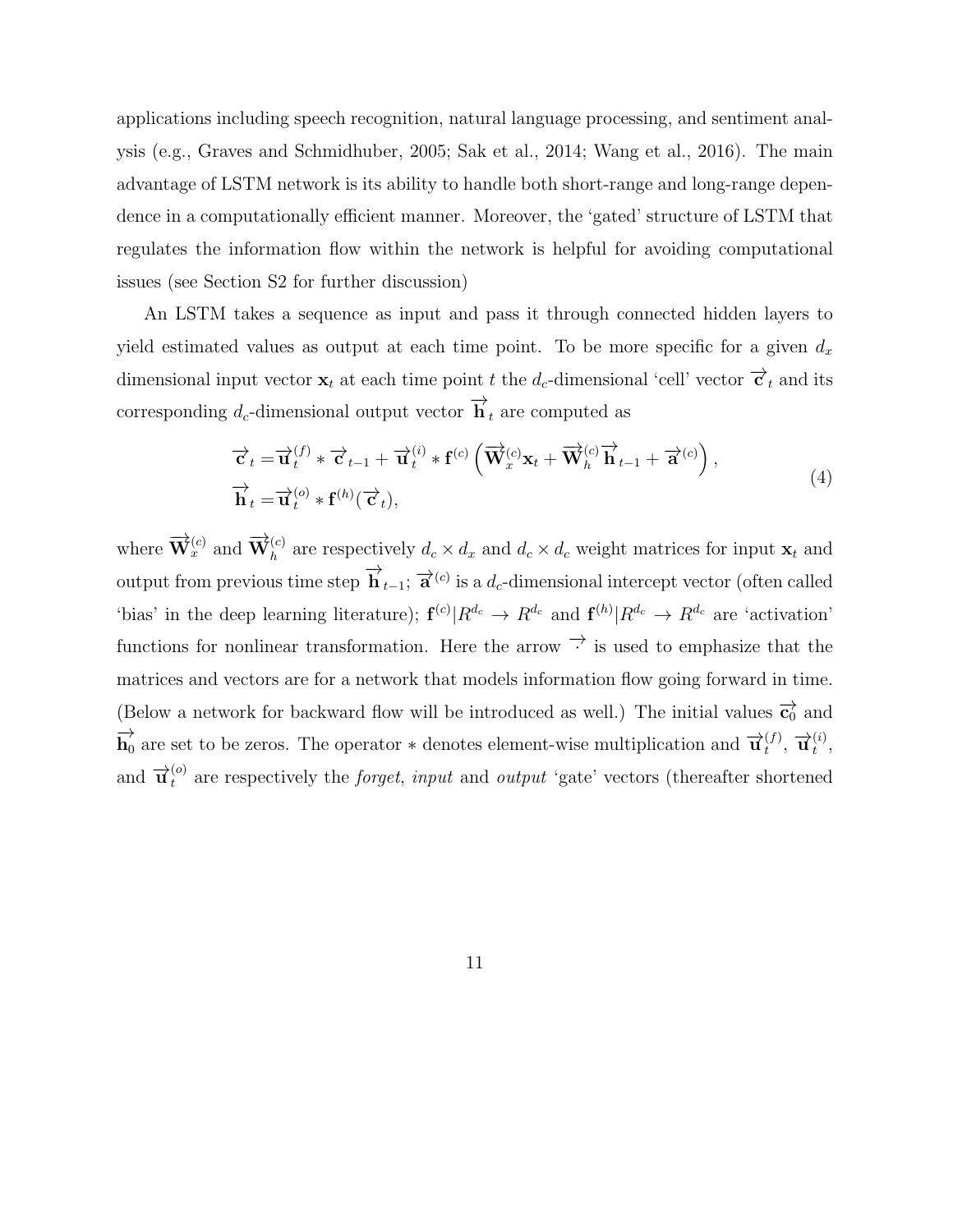applications including speech recognition, natural language processing, and sentiment analysis (e.g., Graves and Schmidhuber, 2005; Sak et al., 2014; Wang et al., 2016). The main advantage of LSTM network is its ability to handle both short-range and long-range dependence in a computationally efficient manner. Moreover, the 'gated' structure of LSTM that regulates the information flow within the network is helpful for avoiding computational issues (see Section S2 for further discussion)

An LSTM takes a sequence as input and pass it through connected hidden layers to yield estimated values as output at each time point. To be more specific for a given $d_x$ dimensional input vector $\mathbf{x}_t$ at each time point $t$ the $d_c$-dimensional 'cell' vector $\overrightarrow{\mathbf{c}}_t$ and its corresponding $d_c$-dimensional output vector $\overrightarrow{\mathbf{h}}_t$ are computed as

$$
\begin{aligned}
\overrightarrow{\mathbf{c}}_t =& \overrightarrow{\mathbf{u}}_t^{(f)} * \overrightarrow{\mathbf{c}}_{t-1} + \overrightarrow{\mathbf{u}}_t^{(i)} * \mathbf{f}^{(c)}\left(\overrightarrow{\mathbf{W}}_x^{(c)}\mathbf{x}_t + \overrightarrow{\mathbf{W}}_h^{(c)}\overrightarrow{\mathbf{h}}_{t-1} + \overrightarrow{\mathbf{a}}^{(c)}\right), \\
\overrightarrow{\mathbf{h}}_t =& \overrightarrow{\mathbf{u}}_t^{(o)} * \mathbf{f}^{(h)}(\overrightarrow{\mathbf{c}}_t),
\end{aligned}
\tag{4}
$$

where $\overrightarrow{\mathbf{W}}_x^{(c)}$ and $\overrightarrow{\mathbf{W}}_h^{(c)}$ are respectively $d_c \times d_x$ and $d_c \times d_c$ weight matrices for input $\mathbf{x}_t$ and output from previous time step $\overrightarrow{\mathbf{h}}_{t-1}$; $\overrightarrow{\mathbf{a}}^{(c)}$ is a $d_c$-dimensional intercept vector (often called 'bias' in the deep learning literature); $\mathbf{f}^{(c)}|R^{d_c} \to R^{d_c}$ and $\mathbf{f}^{(h)}|R^{d_c} \to R^{d_c}$ are 'activation' functions for nonlinear transformation. Here the arrow $\overrightarrow{\cdot}$ is used to emphasize that the matrices and vectors are for a network that models information flow going forward in time. (Below a network for backward flow will be introduced as well.) The initial values $\overrightarrow{\mathbf{c}}_0$ and $\overrightarrow{\mathbf{h}}_0$ are set to be zeros. The operator $*$ denotes element-wise multiplication and $\overrightarrow{\mathbf{u}}_t^{(f)}$, $\overrightarrow{\mathbf{u}}_t^{(i)}$, and $\overrightarrow{\mathbf{u}}_t^{(o)}$ are respectively the *forget*, *input* and *output* 'gate' vectors (thereafter shortened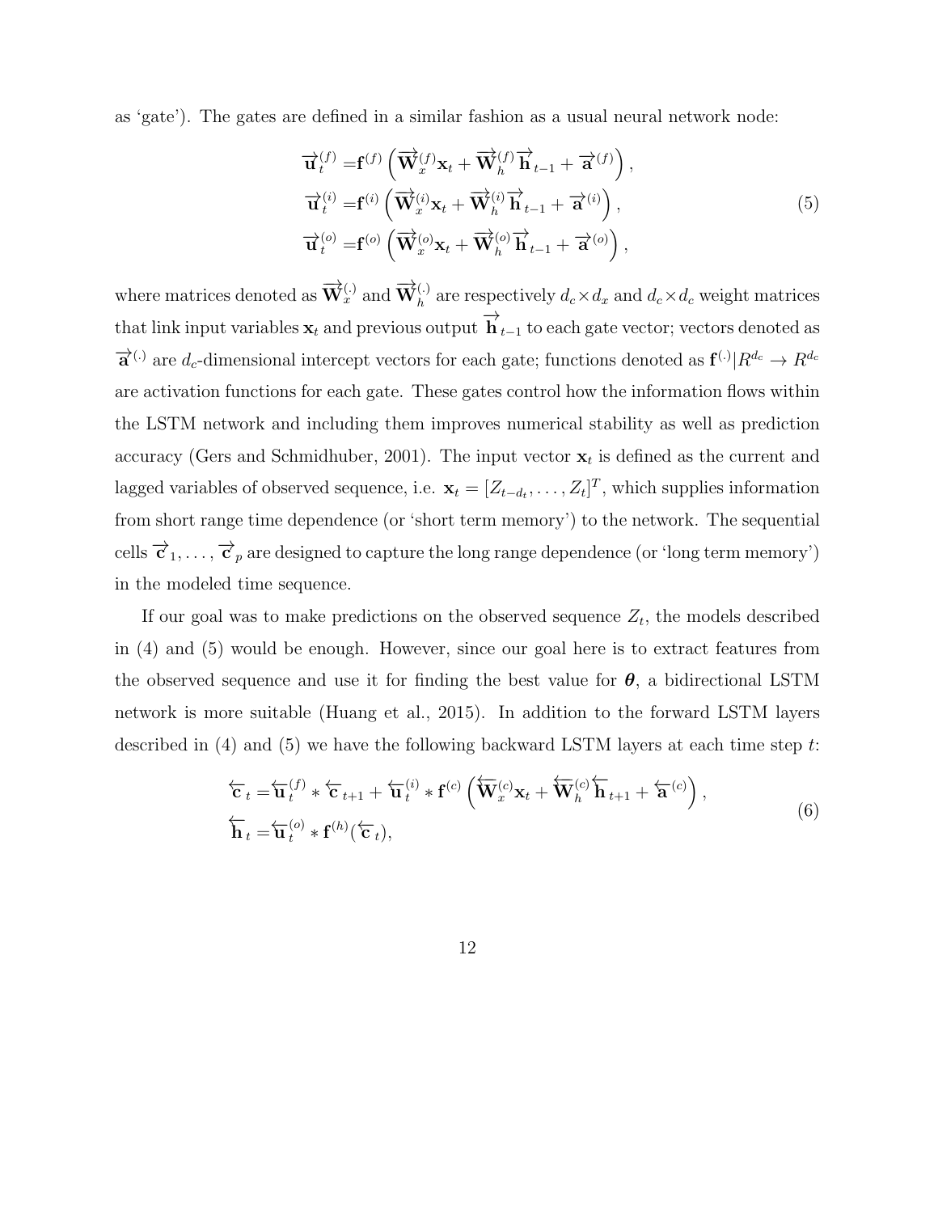as 'gate'). The gates are defined in a similar fashion as a usual neural network node:

$$
\begin{aligned}
\overrightarrow{\mathbf{u}}_t^{(f)} =& \mathbf{f}^{(f)}\left(\overrightarrow{\mathbf{W}}_x^{(f)}\mathbf{x}_t + \overrightarrow{\mathbf{W}}_h^{(f)}\overrightarrow{\mathbf{h}}_{t-1} + \overrightarrow{\mathbf{a}}^{(f)}\right), \\
\overrightarrow{\mathbf{u}}_t^{(i)} =& \mathbf{f}^{(i)}\left(\overrightarrow{\mathbf{W}}_x^{(i)}\mathbf{x}_t + \overrightarrow{\mathbf{W}}_h^{(i)}\overrightarrow{\mathbf{h}}_{t-1} + \overrightarrow{\mathbf{a}}^{(i)}\right), \\
\overrightarrow{\mathbf{u}}_t^{(o)} =& \mathbf{f}^{(o)}\left(\overrightarrow{\mathbf{W}}_x^{(o)}\mathbf{x}_t + \overrightarrow{\mathbf{W}}_h^{(o)}\overrightarrow{\mathbf{h}}_{t-1} + \overrightarrow{\mathbf{a}}^{(o)}\right),
\end{aligned}
\tag{5}
$$

where matrices denoted as $\overrightarrow{\mathbf{W}}_x^{(.)}$ and $\overrightarrow{\mathbf{W}}_h^{(.)}$ are respectively $d_c \times d_x$ and $d_c \times d_c$ weight matrices that link input variables $\mathbf{x}_t$ and previous output $\overrightarrow{\mathbf{h}}_{t-1}$ to each gate vector; vectors denoted as $\overrightarrow{\mathbf{a}}^{(.)}$ are $d_c$-dimensional intercept vectors for each gate; functions denoted as $\mathbf{f}^{(.)}|R^{d_c} \to R^{d_c}$ are activation functions for each gate. These gates control how the information flows within the LSTM network and including them improves numerical stability as well as prediction accuracy (Gers and Schmidhuber, 2001). The input vector $\mathbf{x}_t$ is defined as the current and lagged variables of observed sequence, i.e. $\mathbf{x}_t = [Z_{t-d_t}, \ldots, Z_t]^T$, which supplies information from short range time dependence (or 'short term memory') to the network. The sequential cells $\overrightarrow{\mathbf{c}}_1, \ldots, \overrightarrow{\mathbf{c}}_p$ are designed to capture the long range dependence (or 'long term memory') in the modeled time sequence.

If our goal was to make predictions on the observed sequence $Z_t$, the models described in (4) and (5) would be enough. However, since our goal here is to extract features from the observed sequence and use it for finding the best value for $\boldsymbol{\theta}$, a bidirectional LSTM network is more suitable (Huang et al., 2015). In addition to the forward LSTM layers described in (4) and (5) we have the following backward LSTM layers at each time step $t$:

$$
\begin{aligned}
\overleftarrow{\mathbf{c}}_t =& \overleftarrow{\mathbf{u}}_t^{(f)} * \overleftarrow{\mathbf{c}}_{t+1} + \overleftarrow{\mathbf{u}}_t^{(i)} * \mathbf{f}^{(c)}\left(\overleftarrow{\mathbf{W}}_x^{(c)}\mathbf{x}_t + \overleftarrow{\mathbf{W}}_h^{(c)}\overleftarrow{\mathbf{h}}_{t+1} + \overleftarrow{\mathbf{a}}^{(c)}\right), \\
\overleftarrow{\mathbf{h}}_t =& \overleftarrow{\mathbf{u}}_t^{(o)} * \mathbf{f}^{(h)}(\overleftarrow{\mathbf{c}}_t),
\end{aligned}
\tag{6}
$$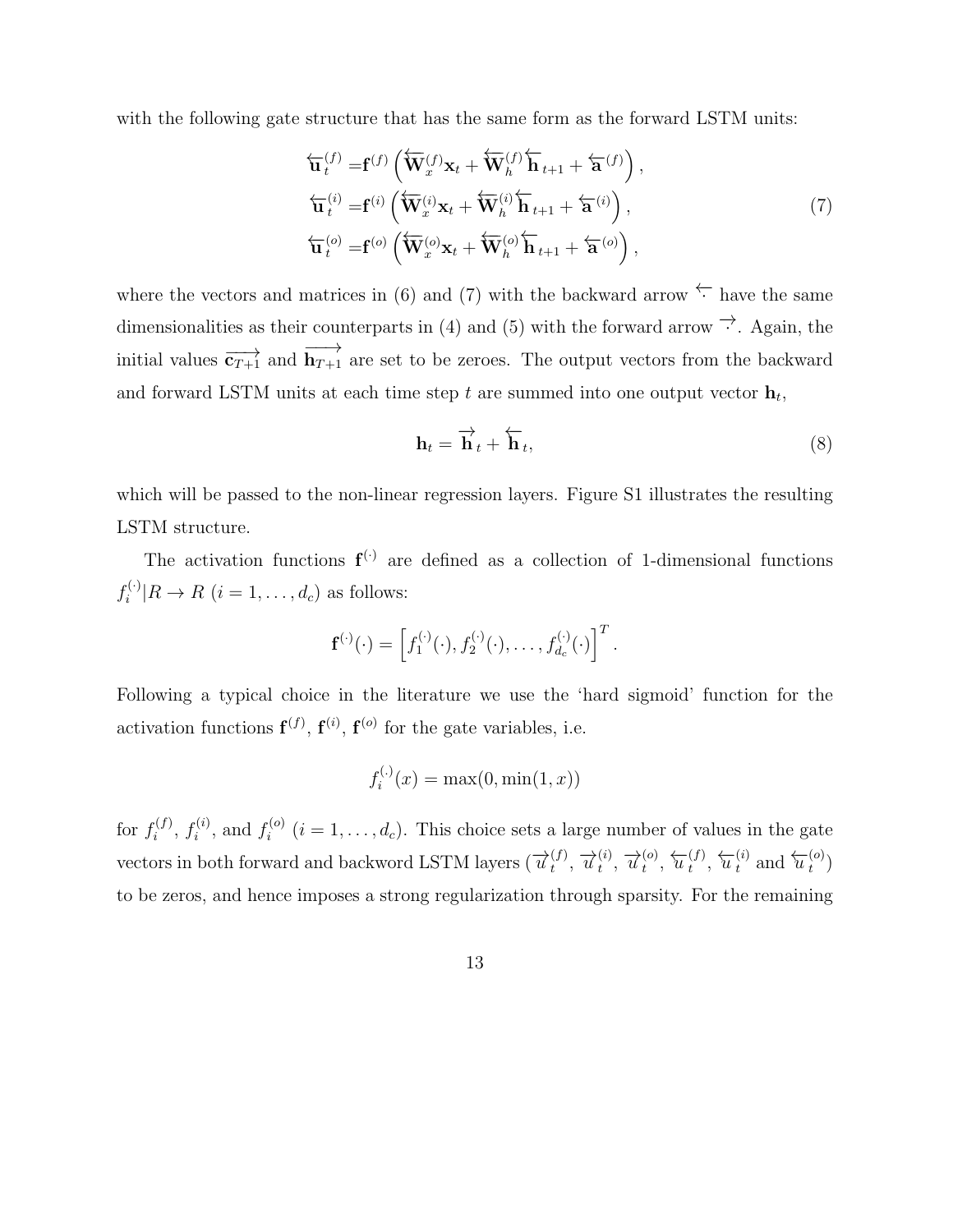with the following gate structure that has the same form as the forward LSTM units:

$$
\begin{aligned}
\overleftarrow{\mathbf{u}}_t^{(f)} =& \mathbf{f}^{(f)}\left(\overleftarrow{\mathbf{W}}_x^{(f)}\mathbf{x}_t + \overleftarrow{\mathbf{W}}_h^{(f)}\overleftarrow{\mathbf{h}}_{t+1} + \overleftarrow{\mathbf{a}}^{(f)}\right),\\
\overleftarrow{\mathbf{u}}_t^{(i)} =& \mathbf{f}^{(i)}\left(\overleftarrow{\mathbf{W}}_x^{(i)}\mathbf{x}_t + \overleftarrow{\mathbf{W}}_h^{(i)}\overleftarrow{\mathbf{h}}_{t+1} + \overleftarrow{\mathbf{a}}^{(i)}\right),\\
\overleftarrow{\mathbf{u}}_t^{(o)} =& \mathbf{f}^{(o)}\left(\overleftarrow{\mathbf{W}}_x^{(o)}\mathbf{x}_t + \overleftarrow{\mathbf{W}}_h^{(o)}\overleftarrow{\mathbf{h}}_{t+1} + \overleftarrow{\mathbf{a}}^{(o)}\right),
\end{aligned}
\tag{7}
$$

where the vectors and matrices in (6) and (7) with the backward arrow $\overleftarrow{\cdot}$ have the same dimensionalities as their counterparts in (4) and (5) with the forward arrow $\overrightarrow{\cdot}$. Again, the initial values $\overrightarrow{\mathbf{c}_{T+1}}$ and $\overrightarrow{\mathbf{h}_{T+1}}$ are set to be zeroes. The output vectors from the backward and forward LSTM units at each time step $t$ are summed into one output vector $\mathbf{h}_t$,

$$
\mathbf{h}_t = \overrightarrow{\mathbf{h}}_t + \overleftarrow{\mathbf{h}}_t, \tag{8}
$$

which will be passed to the non-linear regression layers. Figure S1 illustrates the resulting LSTM structure.

The activation functions $\mathbf{f}^{(\cdot)}$ are defined as a collection of 1-dimensional functions $f_i^{(\cdot)}|R \to R$ $(i = 1, \ldots, d_c)$ as follows:

$$
\mathbf{f}^{(\cdot)}(\cdot) = \left[f_1^{(\cdot)}(\cdot), f_2^{(\cdot)}(\cdot), \ldots, f_{d_c}^{(\cdot)}(\cdot)\right]^T.
$$

Following a typical choice in the literature we use the 'hard sigmoid' function for the activation functions $\mathbf{f}^{(f)}$, $\mathbf{f}^{(i)}$, $\mathbf{f}^{(o)}$ for the gate variables, i.e.

$$
f_i^{(\cdot)}(x) = \max(0, \min(1, x))
$$

for $f_i^{(f)}$, $f_i^{(i)}$, and $f_i^{(o)}$ $(i = 1, \ldots, d_c)$. This choice sets a large number of values in the gate vectors in both forward and backword LSTM layers ($\overrightarrow{u}_t^{(f)}$, $\overrightarrow{u}_t^{(i)}$, $\overrightarrow{u}_t^{(o)}$, $\overleftarrow{u}_t^{(f)}$, $\overleftarrow{u}_t^{(i)}$ and $\overleftarrow{u}_t^{(o)}$) to be zeros, and hence imposes a strong regularization through sparsity. For the remaining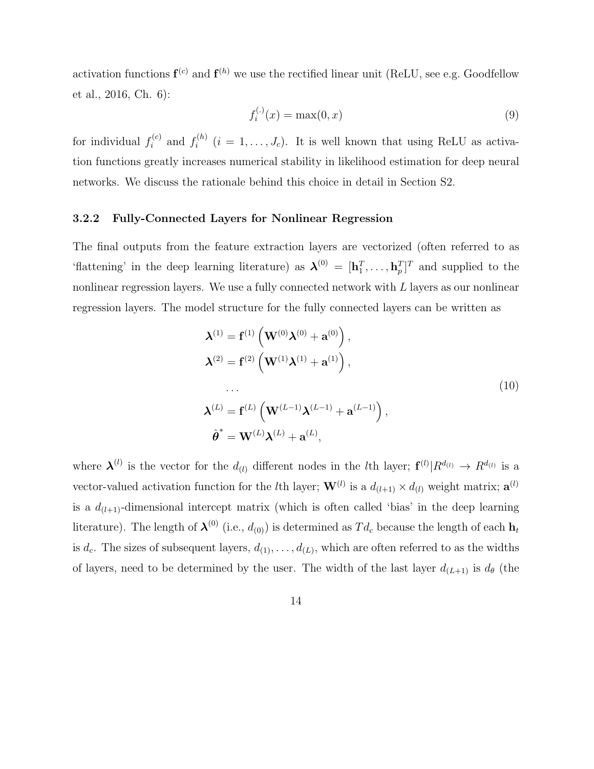activation functions $\mathbf{f}^{(c)}$ and $\mathbf{f}^{(h)}$ we use the rectified linear unit (ReLU, see e.g. Goodfellow et al., 2016, Ch. 6):

$$f_i^{(.)}(x) = \max(0, x) \tag{9}$$

for individual $f_i^{(c)}$ and $f_i^{(h)}$ ($i = 1, \ldots, J_c$). It is well known that using ReLU as activation functions greatly increases numerical stability in likelihood estimation for deep neural networks. We discuss the rationale behind this choice in detail in Section S2.

### 3.2.2 Fully-Connected Layers for Nonlinear Regression

The final outputs from the feature extraction layers are vectorized (often referred to as 'flattening' in the deep learning literature) as $\boldsymbol{\lambda}^{(0)} = [\mathbf{h}_1^T, \ldots, \mathbf{h}_p^T]^T$ and supplied to the nonlinear regression layers. We use a fully connected network with $L$ layers as our nonlinear regression layers. The model structure for the fully connected layers can be written as

$$\begin{aligned}
\boldsymbol{\lambda}^{(1)} &= \mathbf{f}^{(1)}\left(\mathbf{W}^{(0)}\boldsymbol{\lambda}^{(0)} + \mathbf{a}^{(0)}\right), \\
\boldsymbol{\lambda}^{(2)} &= \mathbf{f}^{(2)}\left(\mathbf{W}^{(1)}\boldsymbol{\lambda}^{(1)} + \mathbf{a}^{(1)}\right), \\
&\ldots \\
\boldsymbol{\lambda}^{(L)} &= \mathbf{f}^{(L)}\left(\mathbf{W}^{(L-1)}\boldsymbol{\lambda}^{(L-1)} + \mathbf{a}^{(L-1)}\right), \\
\hat{\boldsymbol{\theta}}^* &= \mathbf{W}^{(L)}\boldsymbol{\lambda}^{(L)} + \mathbf{a}^{(L)},
\end{aligned} \tag{10}$$

where $\boldsymbol{\lambda}^{(l)}$ is the vector for the $d_{(l)}$ different nodes in the $l$th layer; $\mathbf{f}^{(l)}|R^{d_{(l)}} \to R^{d_{(l)}}$ is a vector-valued activation function for the $l$th layer; $\mathbf{W}^{(l)}$ is a $d_{(l+1)} \times d_{(l)}$ weight matrix; $\mathbf{a}^{(l)}$ is a $d_{(l+1)}$-dimensional intercept matrix (which is often called 'bias' in the deep learning literature). The length of $\boldsymbol{\lambda}^{(0)}$ (i.e., $d_{(0)}$) is determined as $Td_c$ because the length of each $\mathbf{h}_t$ is $d_c$. The sizes of subsequent layers, $d_{(1)}, \ldots, d_{(L)}$, which are often referred to as the widths of layers, need to be determined by the user. The width of the last layer $d_{(L+1)}$ is $d_\theta$ (the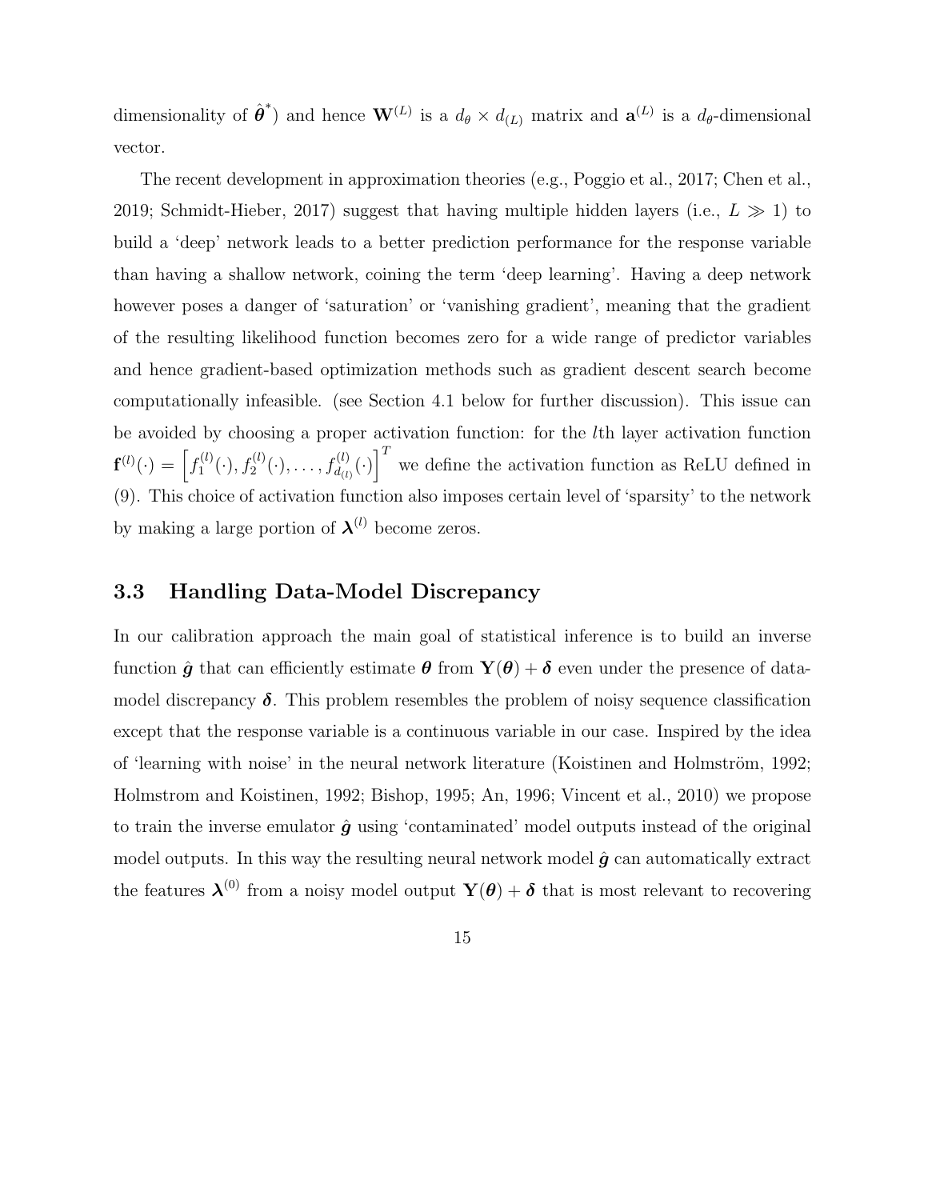dimensionality of $\hat{\boldsymbol{\theta}}^*$) and hence $\mathbf{W}^{(L)}$ is a $d_\theta \times d_{(L)}$ matrix and $\mathbf{a}^{(L)}$ is a $d_\theta$-dimensional vector.

The recent development in approximation theories (e.g., Poggio et al., 2017; Chen et al., 2019; Schmidt-Hieber, 2017) suggest that having multiple hidden layers (i.e., $L \gg 1$) to build a 'deep' network leads to a better prediction performance for the response variable than having a shallow network, coining the term 'deep learning'. Having a deep network however poses a danger of 'saturation' or 'vanishing gradient', meaning that the gradient of the resulting likelihood function becomes zero for a wide range of predictor variables and hence gradient-based optimization methods such as gradient descent search become computationally infeasible. (see Section 4.1 below for further discussion). This issue can be avoided by choosing a proper activation function: for the $l$th layer activation function $\mathbf{f}^{(l)}(\cdot) = \left[f_1^{(l)}(\cdot), f_2^{(l)}(\cdot), \ldots, f_{d_{(l)}}^{(l)}(\cdot)\right]^T$ we define the activation function as ReLU defined in (9). This choice of activation function also imposes certain level of 'sparsity' to the network by making a large portion of $\boldsymbol{\lambda}^{(l)}$ become zeros.

### 3.3 Handling Data-Model Discrepancy

In our calibration approach the main goal of statistical inference is to build an inverse function $\hat{\boldsymbol{g}}$ that can efficiently estimate $\boldsymbol{\theta}$ from $\mathbf{Y}(\boldsymbol{\theta}) + \boldsymbol{\delta}$ even under the presence of data-model discrepancy $\boldsymbol{\delta}$. This problem resembles the problem of noisy sequence classification except that the response variable is a continuous variable in our case. Inspired by the idea of 'learning with noise' in the neural network literature (Koistinen and Holmström, 1992; Holmstrom and Koistinen, 1992; Bishop, 1995; An, 1996; Vincent et al., 2010) we propose to train the inverse emulator $\hat{\boldsymbol{g}}$ using 'contaminated' model outputs instead of the original model outputs. In this way the resulting neural network model $\hat{\boldsymbol{g}}$ can automatically extract the features $\boldsymbol{\lambda}^{(0)}$ from a noisy model output $\mathbf{Y}(\boldsymbol{\theta}) + \boldsymbol{\delta}$ that is most relevant to recovering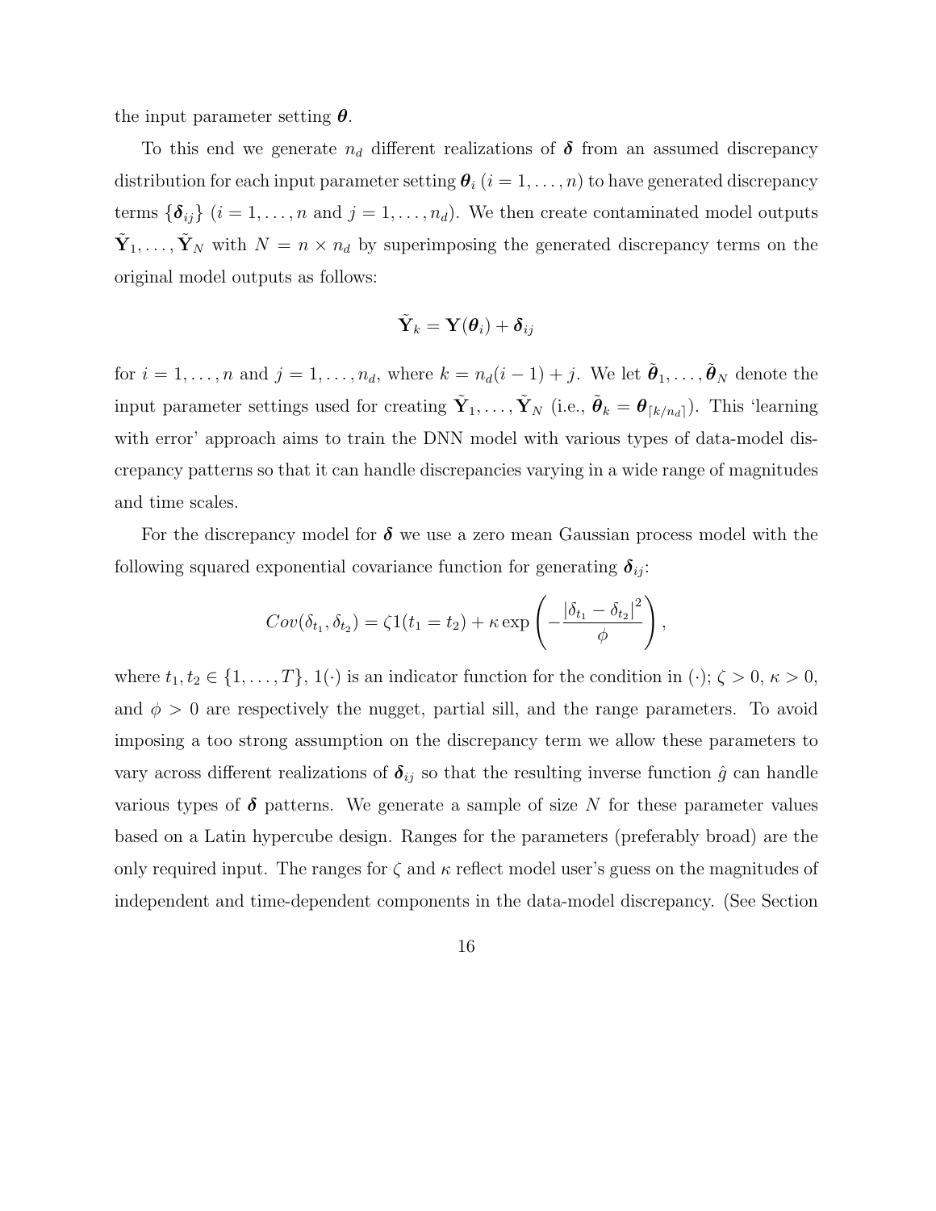the input parameter setting $\boldsymbol{\theta}$.

To this end we generate $n_d$ different realizations of $\boldsymbol{\delta}$ from an assumed discrepancy distribution for each input parameter setting $\boldsymbol{\theta}_i$ ($i = 1, \ldots, n$) to have generated discrepancy terms $\{\boldsymbol{\delta}_{ij}\}$ ($i = 1, \ldots, n$ and $j = 1, \ldots, n_d$). We then create contaminated model outputs $\tilde{\mathbf{Y}}_1, \ldots, \tilde{\mathbf{Y}}_N$ with $N = n \times n_d$ by superimposing the generated discrepancy terms on the original model outputs as follows:

$$\tilde{\mathbf{Y}}_k = \mathbf{Y}(\boldsymbol{\theta}_i) + \boldsymbol{\delta}_{ij}$$

for $i = 1, \ldots, n$ and $j = 1, \ldots, n_d$, where $k = n_d(i-1) + j$. We let $\tilde{\boldsymbol{\theta}}_1, \ldots, \tilde{\boldsymbol{\theta}}_N$ denote the input parameter settings used for creating $\tilde{\mathbf{Y}}_1, \ldots, \tilde{\mathbf{Y}}_N$ (i.e., $\tilde{\boldsymbol{\theta}}_k = \boldsymbol{\theta}_{\lceil k/n_d \rceil}$). This 'learning with error' approach aims to train the DNN model with various types of data-model discrepancy patterns so that it can handle discrepancies varying in a wide range of magnitudes and time scales.

For the discrepancy model for $\boldsymbol{\delta}$ we use a zero mean Gaussian process model with the following squared exponential covariance function for generating $\boldsymbol{\delta}_{ij}$:

$$Cov(\delta_{t_1}, \delta_{t_2}) = \zeta 1(t_1 = t_2) + \kappa \exp\left(-\frac{|\delta_{t_1} - \delta_{t_2}|^2}{\phi}\right),$$

where $t_1, t_2 \in \{1, \ldots, T\}$, $1(\cdot)$ is an indicator function for the condition in $(\cdot)$; $\zeta > 0$, $\kappa > 0$, and $\phi > 0$ are respectively the nugget, partial sill, and the range parameters. To avoid imposing a too strong assumption on the discrepancy term we allow these parameters to vary across different realizations of $\boldsymbol{\delta}_{ij}$ so that the resulting inverse function $\hat{g}$ can handle various types of $\boldsymbol{\delta}$ patterns. We generate a sample of size $N$ for these parameter values based on a Latin hypercube design. Ranges for the parameters (preferably broad) are the only required input. The ranges for $\zeta$ and $\kappa$ reflect model user's guess on the magnitudes of independent and time-dependent components in the data-model discrepancy. (See Section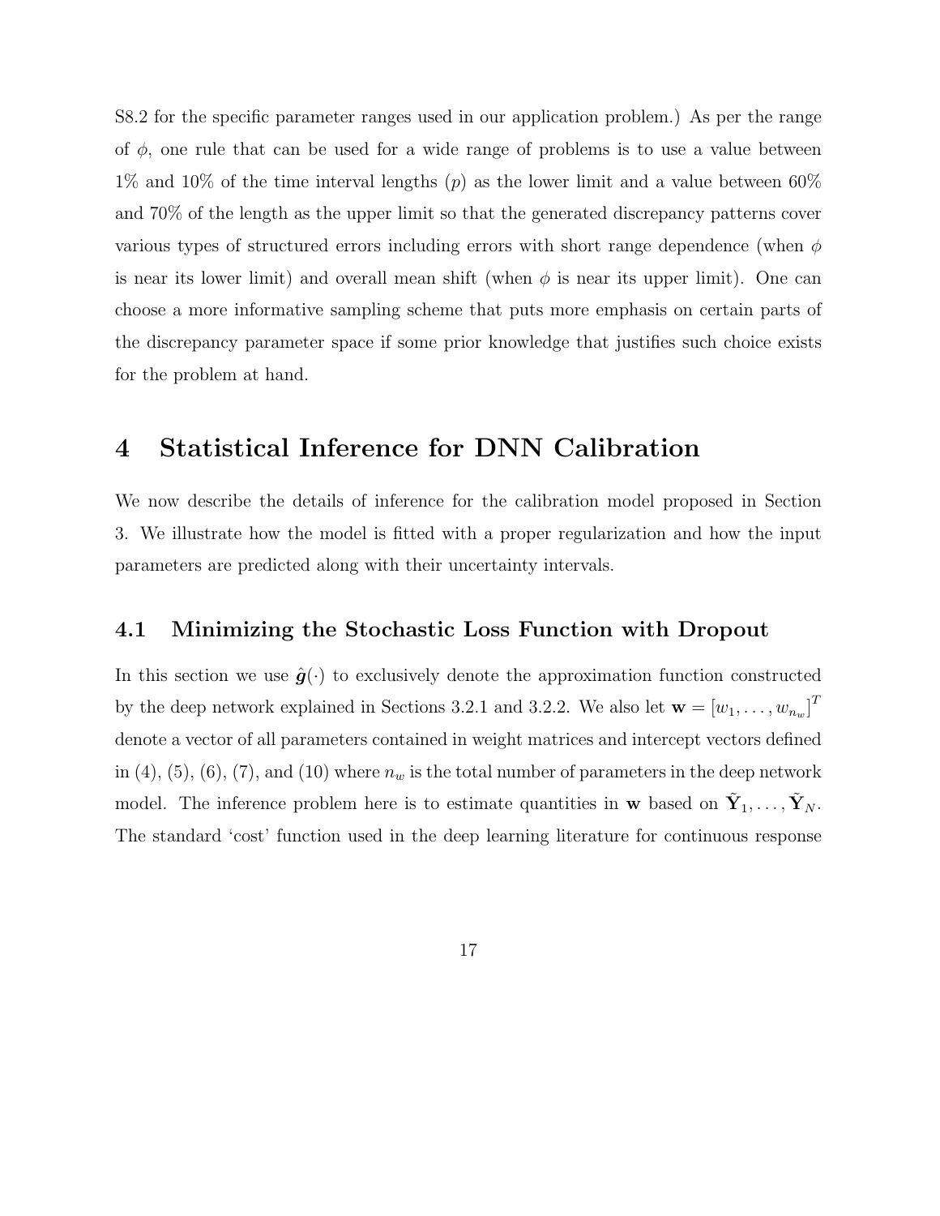S8.2 for the specific parameter ranges used in our application problem.) As per the range of $\phi$, one rule that can be used for a wide range of problems is to use a value between 1% and 10% of the time interval lengths ($p$) as the lower limit and a value between 60% and 70% of the length as the upper limit so that the generated discrepancy patterns cover various types of structured errors including errors with short range dependence (when $\phi$ is near its lower limit) and overall mean shift (when $\phi$ is near its upper limit). One can choose a more informative sampling scheme that puts more emphasis on certain parts of the discrepancy parameter space if some prior knowledge that justifies such choice exists for the problem at hand.

# 4 Statistical Inference for DNN Calibration

We now describe the details of inference for the calibration model proposed in Section 3. We illustrate how the model is fitted with a proper regularization and how the input parameters are predicted along with their uncertainty intervals.

## 4.1 Minimizing the Stochastic Loss Function with Dropout

In this section we use $\hat{\boldsymbol{g}}(\cdot)$ to exclusively denote the approximation function constructed by the deep network explained in Sections 3.2.1 and 3.2.2. We also let $\mathbf{w} = [w_1, \ldots, w_{n_w}]^T$ denote a vector of all parameters contained in weight matrices and intercept vectors defined in (4), (5), (6), (7), and (10) where $n_w$ is the total number of parameters in the deep network model. The inference problem here is to estimate quantities in $\mathbf{w}$ based on $\tilde{\mathbf{Y}}_1, \ldots, \tilde{\mathbf{Y}}_N$. The standard 'cost' function used in the deep learning literature for continuous response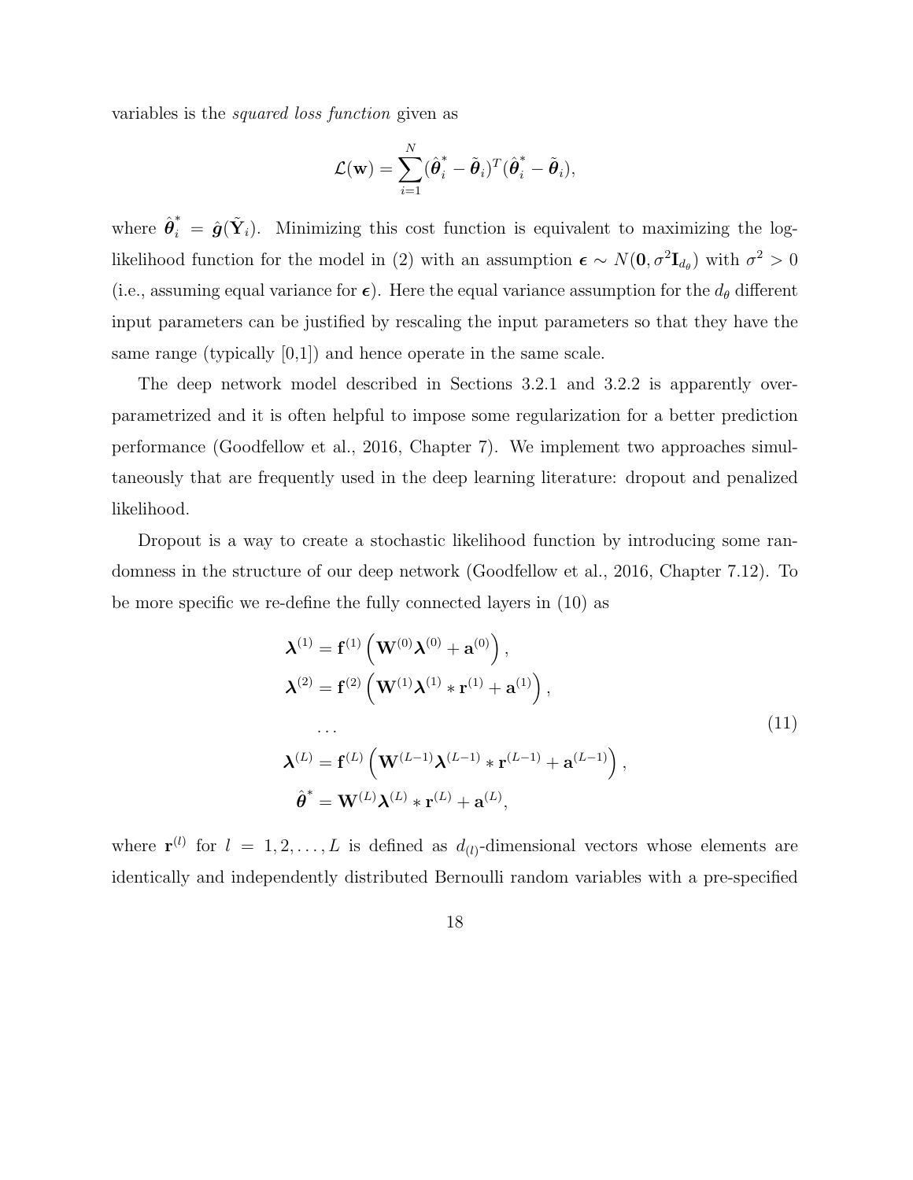variables is the *squared loss function* given as

$$\mathcal{L}(\mathbf{w}) = \sum_{i=1}^{N} (\hat{\boldsymbol{\theta}}_i^* - \tilde{\boldsymbol{\theta}}_i)^T (\hat{\boldsymbol{\theta}}_i^* - \tilde{\boldsymbol{\theta}}_i),$$

where $\hat{\boldsymbol{\theta}}_i^* = \hat{\boldsymbol{g}}(\tilde{\mathbf{Y}}_i)$. Minimizing this cost function is equivalent to maximizing the log-likelihood function for the model in (2) with an assumption $\boldsymbol{\epsilon} \sim N(\mathbf{0}, \sigma^2 \mathbf{I}_{d_\theta})$ with $\sigma^2 > 0$ (i.e., assuming equal variance for $\boldsymbol{\epsilon}$). Here the equal variance assumption for the $d_\theta$ different input parameters can be justified by rescaling the input parameters so that they have the same range (typically [0,1]) and hence operate in the same scale.

The deep network model described in Sections 3.2.1 and 3.2.2 is apparently over-parametrized and it is often helpful to impose some regularization for a better prediction performance (Goodfellow et al., 2016, Chapter 7). We implement two approaches simultaneously that are frequently used in the deep learning literature: dropout and penalized likelihood.

Dropout is a way to create a stochastic likelihood function by introducing some randomness in the structure of our deep network (Goodfellow et al., 2016, Chapter 7.12). To be more specific we re-define the fully connected layers in (10) as

$$\begin{aligned}
\boldsymbol{\lambda}^{(1)} &= \mathbf{f}^{(1)}\left(\mathbf{W}^{(0)}\boldsymbol{\lambda}^{(0)} + \mathbf{a}^{(0)}\right), \\
\boldsymbol{\lambda}^{(2)} &= \mathbf{f}^{(2)}\left(\mathbf{W}^{(1)}\boldsymbol{\lambda}^{(1)} * \mathbf{r}^{(1)} + \mathbf{a}^{(1)}\right), \\
&\dots \\
\boldsymbol{\lambda}^{(L)} &= \mathbf{f}^{(L)}\left(\mathbf{W}^{(L-1)}\boldsymbol{\lambda}^{(L-1)} * \mathbf{r}^{(L-1)} + \mathbf{a}^{(L-1)}\right), \\
\hat{\boldsymbol{\theta}}^* &= \mathbf{W}^{(L)}\boldsymbol{\lambda}^{(L)} * \mathbf{r}^{(L)} + \mathbf{a}^{(L)},
\end{aligned} \tag{11}$$

where $\mathbf{r}^{(l)}$ for $l = 1, 2, \dots, L$ is defined as $d_{(l)}$-dimensional vectors whose elements are identically and independently distributed Bernoulli random variables with a pre-specified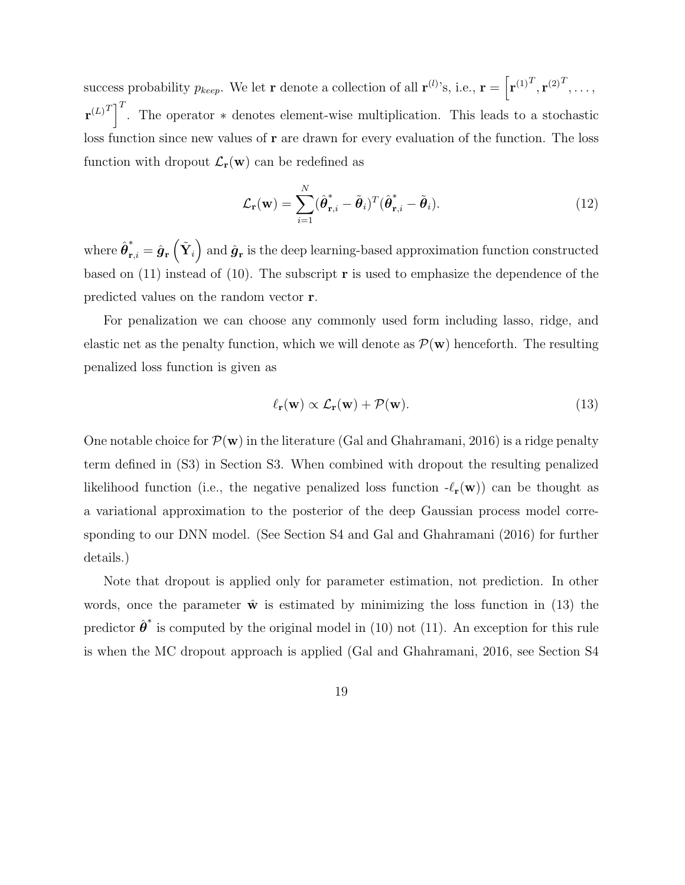success probability $p_{keep}$. We let $\mathbf{r}$ denote a collection of all $\mathbf{r}^{(l)}$'s, i.e., $\mathbf{r} = \left[\mathbf{r}^{(1)^T}, \mathbf{r}^{(2)^T}, \ldots, \mathbf{r}^{(L)^T}\right]^T$. The operator $*$ denotes element-wise multiplication. This leads to a stochastic loss function since new values of $\mathbf{r}$ are drawn for every evaluation of the function. The loss function with dropout $\mathcal{L}_{\mathbf{r}}(\mathbf{w})$ can be redefined as

$$\mathcal{L}_{\mathbf{r}}(\mathbf{w}) = \sum_{i=1}^{N} (\hat{\boldsymbol{\theta}}^*_{\mathbf{r},i} - \tilde{\boldsymbol{\theta}}_i)^T (\hat{\boldsymbol{\theta}}^*_{\mathbf{r},i} - \tilde{\boldsymbol{\theta}}_i). \tag{12}$$

where $\hat{\boldsymbol{\theta}}^*_{\mathbf{r},i} = \hat{\boldsymbol{g}}_{\mathbf{r}}\left(\tilde{\mathbf{Y}}_i\right)$ and $\hat{\boldsymbol{g}}_{\mathbf{r}}$ is the deep learning-based approximation function constructed based on (11) instead of (10). The subscript $\mathbf{r}$ is used to emphasize the dependence of the predicted values on the random vector $\mathbf{r}$.

For penalization we can choose any commonly used form including lasso, ridge, and elastic net as the penalty function, which we will denote as $\mathcal{P}(\mathbf{w})$ henceforth. The resulting penalized loss function is given as

$$\ell_{\mathbf{r}}(\mathbf{w}) \propto \mathcal{L}_{\mathbf{r}}(\mathbf{w}) + \mathcal{P}(\mathbf{w}). \tag{13}$$

One notable choice for $\mathcal{P}(\mathbf{w})$ in the literature (Gal and Ghahramani, 2016) is a ridge penalty term defined in (S3) in Section S3. When combined with dropout the resulting penalized likelihood function (i.e., the negative penalized loss function -$\ell_{\mathbf{r}}(\mathbf{w})$) can be thought as a variational approximation to the posterior of the deep Gaussian process model corresponding to our DNN model. (See Section S4 and Gal and Ghahramani (2016) for further details.)

Note that dropout is applied only for parameter estimation, not prediction. In other words, once the parameter $\hat{\mathbf{w}}$ is estimated by minimizing the loss function in (13) the predictor $\hat{\boldsymbol{\theta}}^*$ is computed by the original model in (10) not (11). An exception for this rule is when the MC dropout approach is applied (Gal and Ghahramani, 2016, see Section S4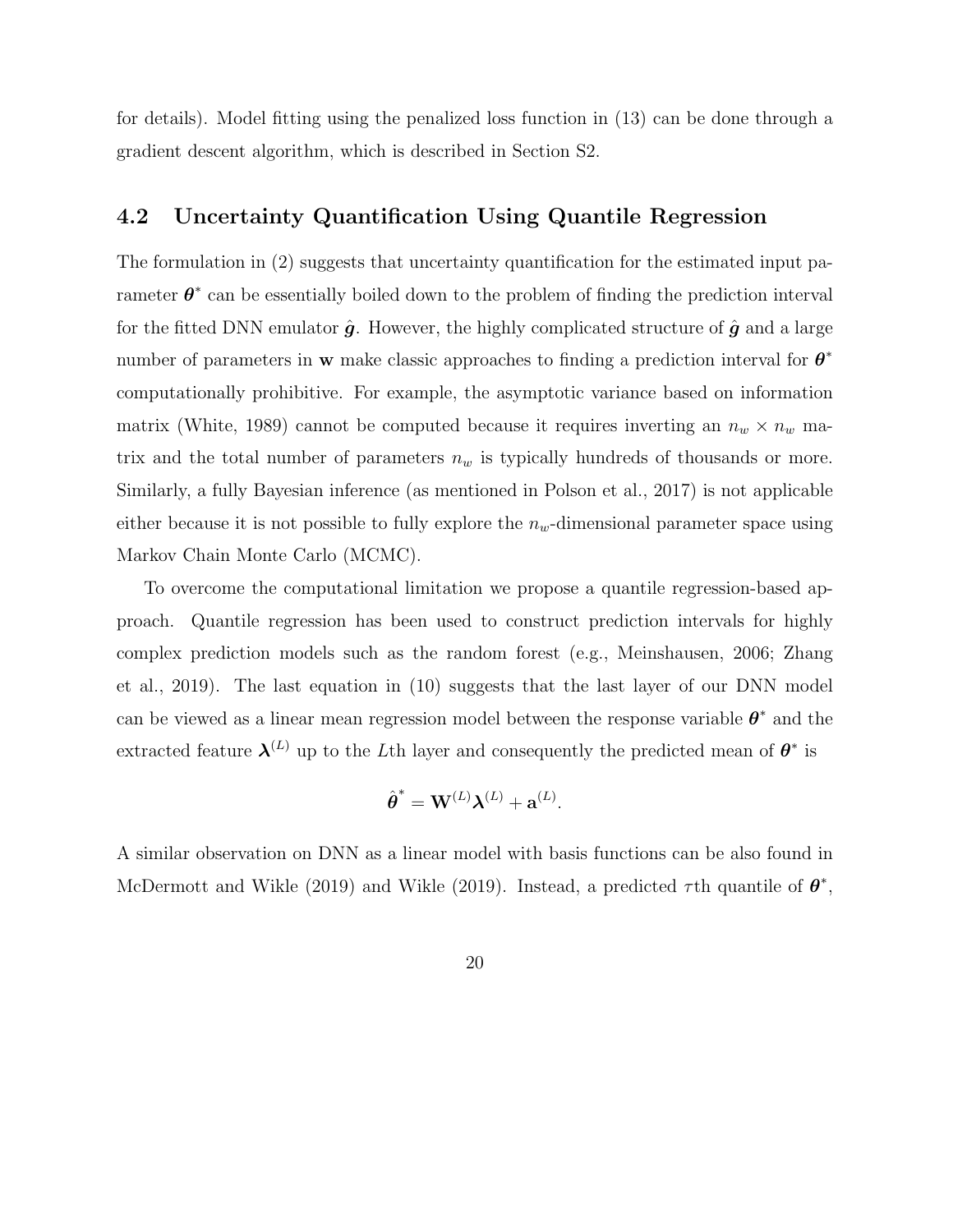for details). Model fitting using the penalized loss function in (13) can be done through a gradient descent algorithm, which is described in Section S2.

## 4.2 Uncertainty Quantification Using Quantile Regression

The formulation in (2) suggests that uncertainty quantification for the estimated input parameter $\boldsymbol{\theta}^*$ can be essentially boiled down to the problem of finding the prediction interval for the fitted DNN emulator $\hat{\boldsymbol{g}}$. However, the highly complicated structure of $\hat{\boldsymbol{g}}$ and a large number of parameters in $\mathbf{w}$ make classic approaches to finding a prediction interval for $\boldsymbol{\theta}^*$ computationally prohibitive. For example, the asymptotic variance based on information matrix (White, 1989) cannot be computed because it requires inverting an $n_w \times n_w$ matrix and the total number of parameters $n_w$ is typically hundreds of thousands or more. Similarly, a fully Bayesian inference (as mentioned in Polson et al., 2017) is not applicable either because it is not possible to fully explore the $n_w$-dimensional parameter space using Markov Chain Monte Carlo (MCMC).

To overcome the computational limitation we propose a quantile regression-based approach. Quantile regression has been used to construct prediction intervals for highly complex prediction models such as the random forest (e.g., Meinshausen, 2006; Zhang et al., 2019). The last equation in (10) suggests that the last layer of our DNN model can be viewed as a linear mean regression model between the response variable $\boldsymbol{\theta}^*$ and the extracted feature $\boldsymbol{\lambda}^{(L)}$ up to the $L$th layer and consequently the predicted mean of $\boldsymbol{\theta}^*$ is

$$\hat{\boldsymbol{\theta}}^* = \mathbf{W}^{(L)}\boldsymbol{\lambda}^{(L)} + \mathbf{a}^{(L)}.$$

A similar observation on DNN as a linear model with basis functions can be also found in McDermott and Wikle (2019) and Wikle (2019). Instead, a predicted $\tau$th quantile of $\boldsymbol{\theta}^*$,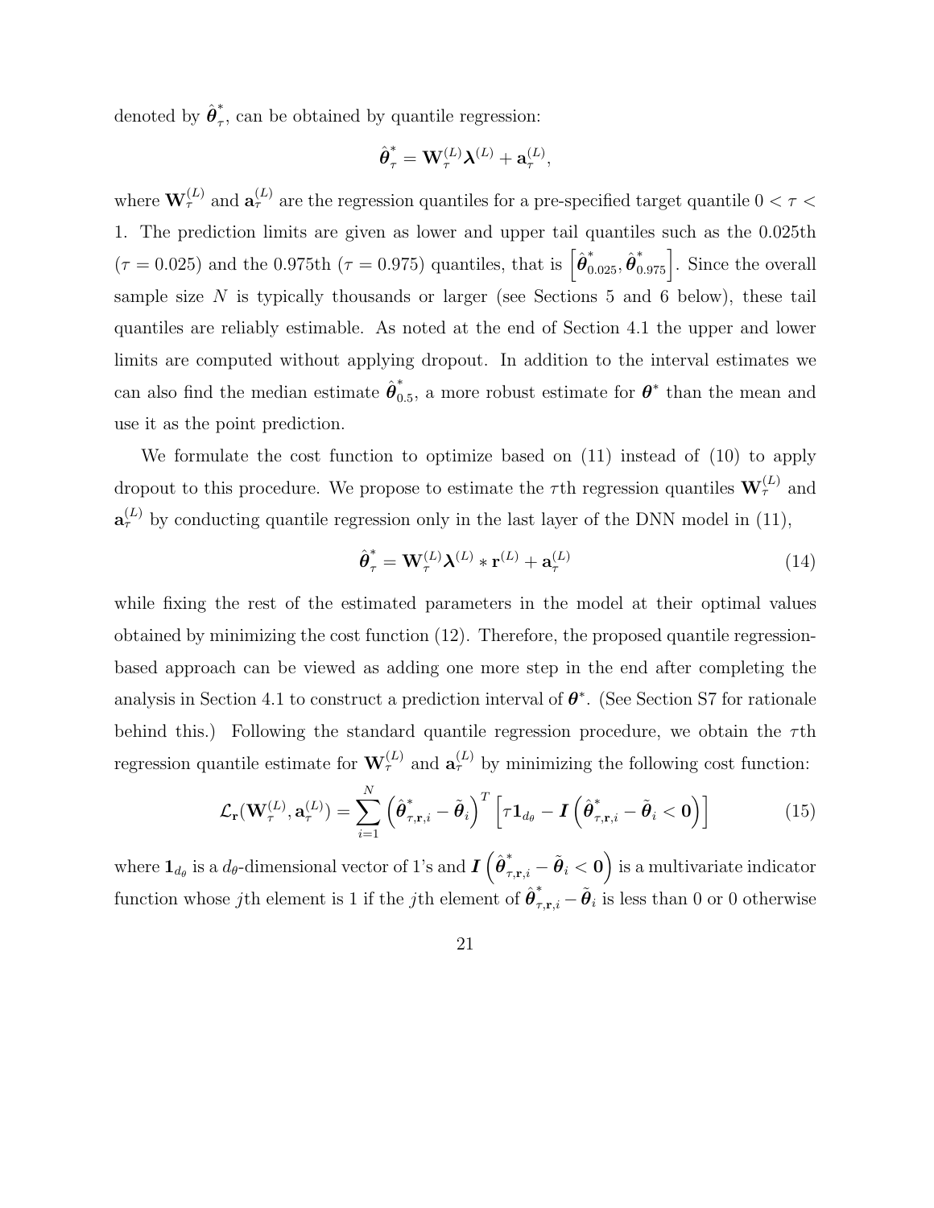denoted by $\hat{\boldsymbol{\theta}}^*_\tau$, can be obtained by quantile regression:

$$\hat{\boldsymbol{\theta}}^*_\tau = \mathbf{W}^{(L)}_\tau \boldsymbol{\lambda}^{(L)} + \mathbf{a}^{(L)}_\tau,$$

where $\mathbf{W}^{(L)}_\tau$ and $\mathbf{a}^{(L)}_\tau$ are the regression quantiles for a pre-specified target quantile $0 < \tau < 1$. The prediction limits are given as lower and upper tail quantiles such as the 0.025th ($\tau = 0.025$) and the 0.975th ($\tau = 0.975$) quantiles, that is $\left[\hat{\boldsymbol{\theta}}^*_{0.025}, \hat{\boldsymbol{\theta}}^*_{0.975}\right]$. Since the overall sample size $N$ is typically thousands or larger (see Sections 5 and 6 below), these tail quantiles are reliably estimable. As noted at the end of Section 4.1 the upper and lower limits are computed without applying dropout. In addition to the interval estimates we can also find the median estimate $\hat{\boldsymbol{\theta}}^*_{0.5}$, a more robust estimate for $\boldsymbol{\theta}^*$ than the mean and use it as the point prediction.

We formulate the cost function to optimize based on (11) instead of (10) to apply dropout to this procedure. We propose to estimate the $\tau$th regression quantiles $\mathbf{W}^{(L)}_\tau$ and $\mathbf{a}^{(L)}_\tau$ by conducting quantile regression only in the last layer of the DNN model in (11),

$$\hat{\boldsymbol{\theta}}^*_\tau = \mathbf{W}^{(L)}_\tau \boldsymbol{\lambda}^{(L)} * \mathbf{r}^{(L)} + \mathbf{a}^{(L)}_\tau \tag{14}$$

while fixing the rest of the estimated parameters in the model at their optimal values obtained by minimizing the cost function (12). Therefore, the proposed quantile regression-based approach can be viewed as adding one more step in the end after completing the analysis in Section 4.1 to construct a prediction interval of $\boldsymbol{\theta}^*$. (See Section S7 for rationale behind this.) Following the standard quantile regression procedure, we obtain the $\tau$th regression quantile estimate for $\mathbf{W}^{(L)}_\tau$ and $\mathbf{a}^{(L)}_\tau$ by minimizing the following cost function:

$$\mathcal{L}_{\mathbf{r}}(\mathbf{W}^{(L)}_\tau, \mathbf{a}^{(L)}_\tau) = \sum_{i=1}^{N} \left(\hat{\boldsymbol{\theta}}^*_{\tau,\mathbf{r},i} - \tilde{\boldsymbol{\theta}}_i\right)^T \left[\tau \mathbf{1}_{d_\theta} - \boldsymbol{I}\left(\hat{\boldsymbol{\theta}}^*_{\tau,\mathbf{r},i} - \tilde{\boldsymbol{\theta}}_i < \mathbf{0}\right)\right] \tag{15}$$

where $\mathbf{1}_{d_\theta}$ is a $d_\theta$-dimensional vector of 1's and $\boldsymbol{I}\left(\hat{\boldsymbol{\theta}}^*_{\tau,\mathbf{r},i} - \tilde{\boldsymbol{\theta}}_i < \mathbf{0}\right)$ is a multivariate indicator function whose $j$th element is 1 if the $j$th element of $\hat{\boldsymbol{\theta}}^*_{\tau,\mathbf{r},i} - \tilde{\boldsymbol{\theta}}_i$ is less than 0 or 0 otherwise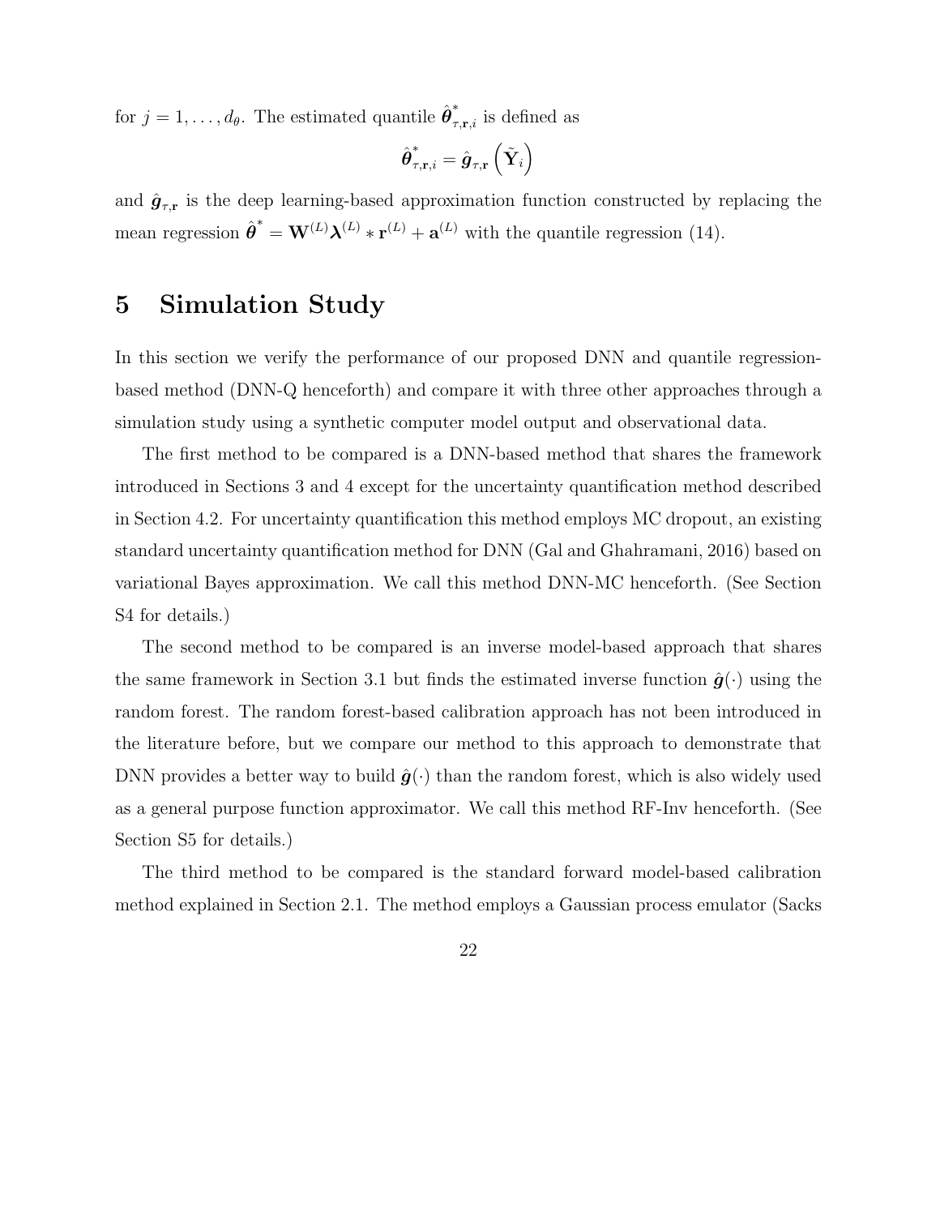for $j = 1, \ldots, d_\theta$. The estimated quantile $\hat{\boldsymbol{\theta}}^*_{\tau,\mathbf{r},i}$ is defined as

$$\hat{\boldsymbol{\theta}}^*_{\tau,\mathbf{r},i} = \hat{\boldsymbol{g}}_{\tau,\mathbf{r}}\left(\tilde{\mathbf{Y}}_i\right)$$

and $\hat{\boldsymbol{g}}_{\tau,\mathbf{r}}$ is the deep learning-based approximation function constructed by replacing the mean regression $\hat{\boldsymbol{\theta}}^* = \mathbf{W}^{(L)}\boldsymbol{\lambda}^{(L)} * \mathbf{r}^{(L)} + \mathbf{a}^{(L)}$ with the quantile regression (14).

# 5 Simulation Study

In this section we verify the performance of our proposed DNN and quantile regression-based method (DNN-Q henceforth) and compare it with three other approaches through a simulation study using a synthetic computer model output and observational data.

The first method to be compared is a DNN-based method that shares the framework introduced in Sections 3 and 4 except for the uncertainty quantification method described in Section 4.2. For uncertainty quantification this method employs MC dropout, an existing standard uncertainty quantification method for DNN (Gal and Ghahramani, 2016) based on variational Bayes approximation. We call this method DNN-MC henceforth. (See Section S4 for details.)

The second method to be compared is an inverse model-based approach that shares the same framework in Section 3.1 but finds the estimated inverse function $\hat{\boldsymbol{g}}(\cdot)$ using the random forest. The random forest-based calibration approach has not been introduced in the literature before, but we compare our method to this approach to demonstrate that DNN provides a better way to build $\hat{\boldsymbol{g}}(\cdot)$ than the random forest, which is also widely used as a general purpose function approximator. We call this method RF-Inv henceforth. (See Section S5 for details.)

The third method to be compared is the standard forward model-based calibration method explained in Section 2.1. The method employs a Gaussian process emulator (Sacks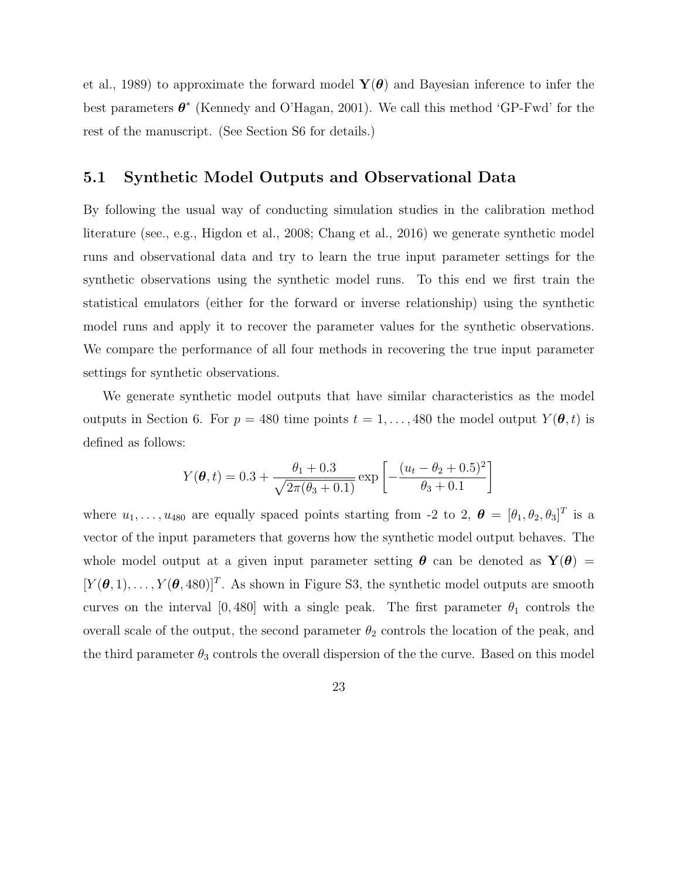et al., 1989) to approximate the forward model $\mathbf{Y}(\boldsymbol{\theta})$ and Bayesian inference to infer the best parameters $\boldsymbol{\theta}^*$ (Kennedy and O'Hagan, 2001). We call this method 'GP-Fwd' for the rest of the manuscript. (See Section S6 for details.)

## 5.1 Synthetic Model Outputs and Observational Data

By following the usual way of conducting simulation studies in the calibration method literature (see., e.g., Higdon et al., 2008; Chang et al., 2016) we generate synthetic model runs and observational data and try to learn the true input parameter settings for the synthetic observations using the synthetic model runs. To this end we first train the statistical emulators (either for the forward or inverse relationship) using the synthetic model runs and apply it to recover the parameter values for the synthetic observations. We compare the performance of all four methods in recovering the true input parameter settings for synthetic observations.

We generate synthetic model outputs that have similar characteristics as the model outputs in Section 6. For $p = 480$ time points $t = 1, \ldots, 480$ the model output $Y(\boldsymbol{\theta}, t)$ is defined as follows:

$$Y(\boldsymbol{\theta}, t) = 0.3 + \frac{\theta_1 + 0.3}{\sqrt{2\pi(\theta_3 + 0.1)}} \exp\left[-\frac{(u_t - \theta_2 + 0.5)^2}{\theta_3 + 0.1}\right]$$

where $u_1, \ldots, u_{480}$ are equally spaced points starting from -2 to 2, $\boldsymbol{\theta} = [\theta_1, \theta_2, \theta_3]^T$ is a vector of the input parameters that governs how the synthetic model output behaves. The whole model output at a given input parameter setting $\boldsymbol{\theta}$ can be denoted as $\mathbf{Y}(\boldsymbol{\theta}) = [Y(\boldsymbol{\theta}, 1), \ldots, Y(\boldsymbol{\theta}, 480)]^T$. As shown in Figure S3, the synthetic model outputs are smooth curves on the interval $[0, 480]$ with a single peak. The first parameter $\theta_1$ controls the overall scale of the output, the second parameter $\theta_2$ controls the location of the peak, and the third parameter $\theta_3$ controls the overall dispersion of the the curve. Based on this model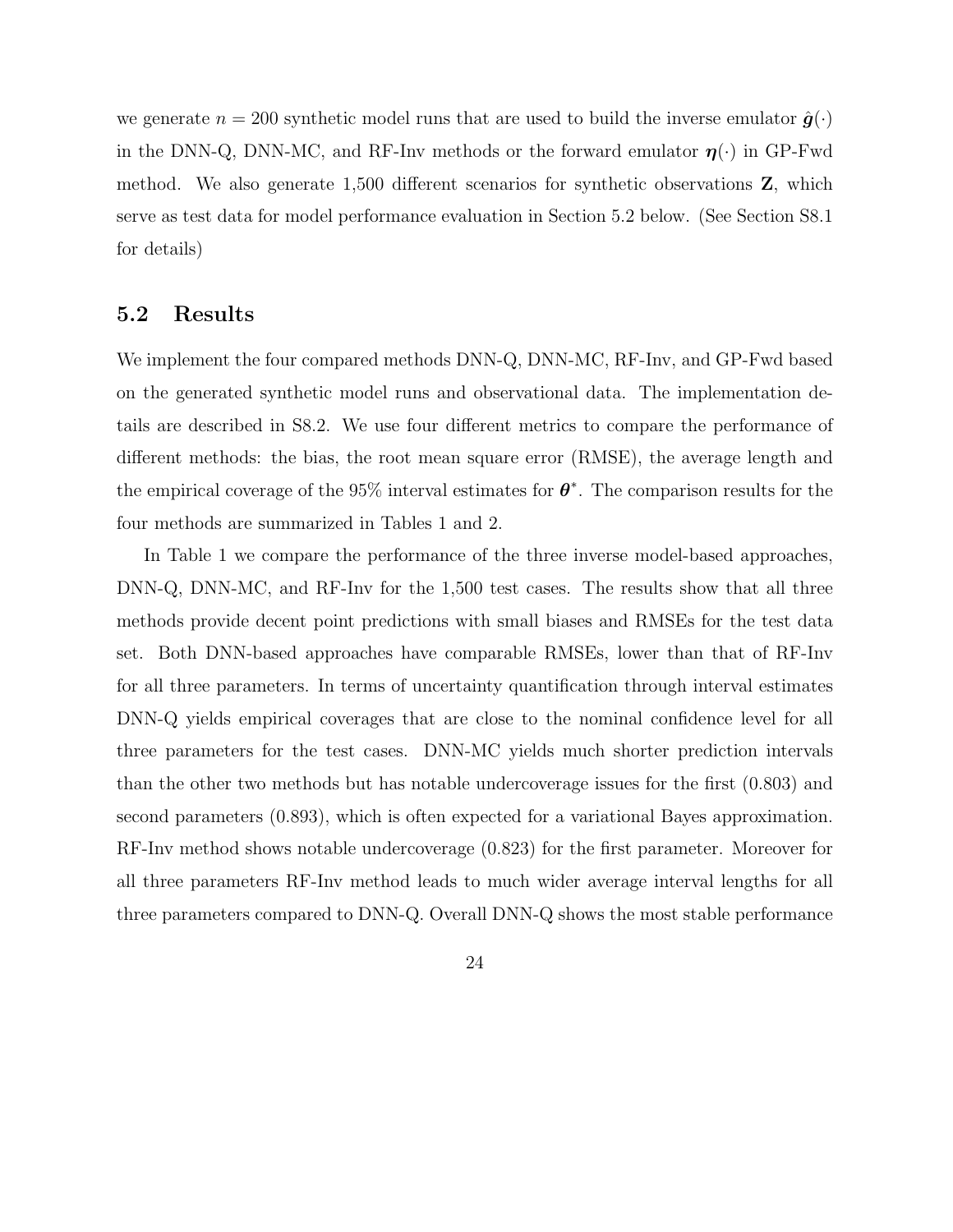we generate $n = 200$ synthetic model runs that are used to build the inverse emulator $\hat{\boldsymbol{g}}(\cdot)$ in the DNN-Q, DNN-MC, and RF-Inv methods or the forward emulator $\boldsymbol{\eta}(\cdot)$ in GP-Fwd method. We also generate 1,500 different scenarios for synthetic observations $\mathbf{Z}$, which serve as test data for model performance evaluation in Section 5.2 below. (See Section S8.1 for details)

## 5.2 Results

We implement the four compared methods DNN-Q, DNN-MC, RF-Inv, and GP-Fwd based on the generated synthetic model runs and observational data. The implementation details are described in S8.2. We use four different metrics to compare the performance of different methods: the bias, the root mean square error (RMSE), the average length and the empirical coverage of the 95% interval estimates for $\boldsymbol{\theta}^*$. The comparison results for the four methods are summarized in Tables 1 and 2.

In Table 1 we compare the performance of the three inverse model-based approaches, DNN-Q, DNN-MC, and RF-Inv for the 1,500 test cases. The results show that all three methods provide decent point predictions with small biases and RMSEs for the test data set. Both DNN-based approaches have comparable RMSEs, lower than that of RF-Inv for all three parameters. In terms of uncertainty quantification through interval estimates DNN-Q yields empirical coverages that are close to the nominal confidence level for all three parameters for the test cases. DNN-MC yields much shorter prediction intervals than the other two methods but has notable undercoverage issues for the first (0.803) and second parameters (0.893), which is often expected for a variational Bayes approximation. RF-Inv method shows notable undercoverage (0.823) for the first parameter. Moreover for all three parameters RF-Inv method leads to much wider average interval lengths for all three parameters compared to DNN-Q. Overall DNN-Q shows the most stable performance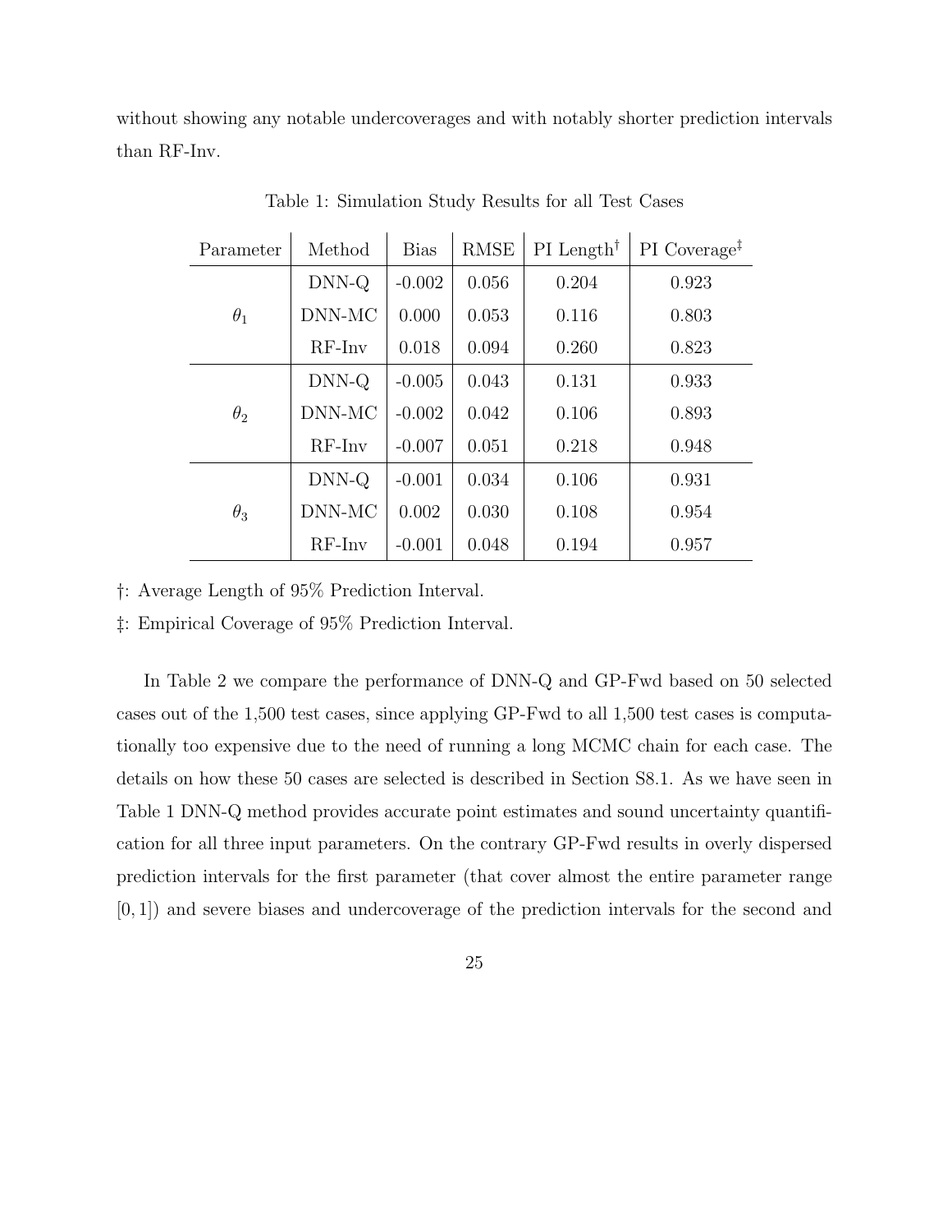without showing any notable undercoverages and with notably shorter prediction intervals than RF-Inv.

Table 1: Simulation Study Results for all Test Cases

| Parameter | Method | Bias | RMSE | PI Length† | PI Coverage‡ |
|---|---|---|---|---|---|
| $\theta_1$ | DNN-Q | -0.002 | 0.056 | 0.204 | 0.923 |
| | DNN-MC | 0.000 | 0.053 | 0.116 | 0.803 |
| | RF-Inv | 0.018 | 0.094 | 0.260 | 0.823 |
| $\theta_2$ | DNN-Q | -0.005 | 0.043 | 0.131 | 0.933 |
| | DNN-MC | -0.002 | 0.042 | 0.106 | 0.893 |
| | RF-Inv | -0.007 | 0.051 | 0.218 | 0.948 |
| $\theta_3$ | DNN-Q | -0.001 | 0.034 | 0.106 | 0.931 |
| | DNN-MC | 0.002 | 0.030 | 0.108 | 0.954 |
| | RF-Inv | -0.001 | 0.048 | 0.194 | 0.957 |

†: Average Length of 95% Prediction Interval.

‡: Empirical Coverage of 95% Prediction Interval.

In Table 2 we compare the performance of DNN-Q and GP-Fwd based on 50 selected cases out of the 1,500 test cases, since applying GP-Fwd to all 1,500 test cases is computationally too expensive due to the need of running a long MCMC chain for each case. The details on how these 50 cases are selected is described in Section S8.1. As we have seen in Table 1 DNN-Q method provides accurate point estimates and sound uncertainty quantification for all three input parameters. On the contrary GP-Fwd results in overly dispersed prediction intervals for the first parameter (that cover almost the entire parameter range $[0, 1]$) and severe biases and undercoverage of the prediction intervals for the second and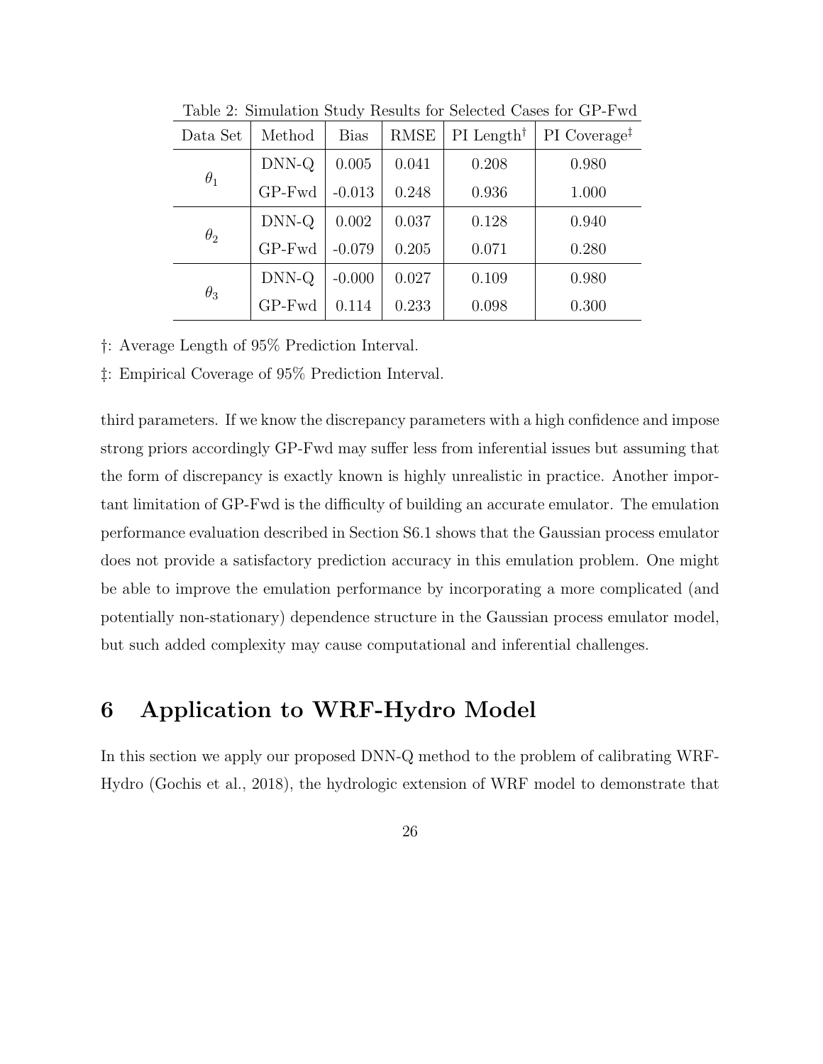Table 2: Simulation Study Results for Selected Cases for GP-Fwd

| Data Set | Method | Bias | RMSE | PI Length† | PI Coverage‡ |
|---|---|---|---|---|---|
| $\theta_1$ | DNN-Q | 0.005 | 0.041 | 0.208 | 0.980 |
| | GP-Fwd | -0.013 | 0.248 | 0.936 | 1.000 |
| $\theta_2$ | DNN-Q | 0.002 | 0.037 | 0.128 | 0.940 |
| | GP-Fwd | -0.079 | 0.205 | 0.071 | 0.280 |
| $\theta_3$ | DNN-Q | -0.000 | 0.027 | 0.109 | 0.980 |
| | GP-Fwd | 0.114 | 0.233 | 0.098 | 0.300 |

†: Average Length of 95% Prediction Interval.

‡: Empirical Coverage of 95% Prediction Interval.

third parameters. If we know the discrepancy parameters with a high confidence and impose strong priors accordingly GP-Fwd may suffer less from inferential issues but assuming that the form of discrepancy is exactly known is highly unrealistic in practice. Another important limitation of GP-Fwd is the difficulty of building an accurate emulator. The emulation performance evaluation described in Section S6.1 shows that the Gaussian process emulator does not provide a satisfactory prediction accuracy in this emulation problem. One might be able to improve the emulation performance by incorporating a more complicated (and potentially non-stationary) dependence structure in the Gaussian process emulator model, but such added complexity may cause computational and inferential challenges.

# 6 Application to WRF-Hydro Model

In this section we apply our proposed DNN-Q method to the problem of calibrating WRF-Hydro (Gochis et al., 2018), the hydrologic extension of WRF model to demonstrate that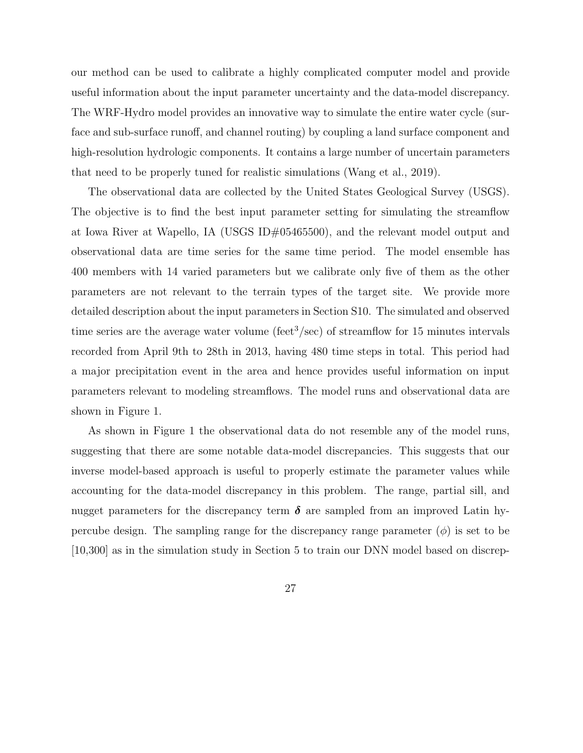our method can be used to calibrate a highly complicated computer model and provide useful information about the input parameter uncertainty and the data-model discrepancy. The WRF-Hydro model provides an innovative way to simulate the entire water cycle (surface and sub-surface runoff, and channel routing) by coupling a land surface component and high-resolution hydrologic components. It contains a large number of uncertain parameters that need to be properly tuned for realistic simulations (Wang et al., 2019).

The observational data are collected by the United States Geological Survey (USGS). The objective is to find the best input parameter setting for simulating the streamflow at Iowa River at Wapello, IA (USGS ID#05465500), and the relevant model output and observational data are time series for the same time period. The model ensemble has 400 members with 14 varied parameters but we calibrate only five of them as the other parameters are not relevant to the terrain types of the target site. We provide more detailed description about the input parameters in Section S10. The simulated and observed time series are the average water volume (feet$^3$/sec) of streamflow for 15 minutes intervals recorded from April 9th to 28th in 2013, having 480 time steps in total. This period had a major precipitation event in the area and hence provides useful information on input parameters relevant to modeling streamflows. The model runs and observational data are shown in Figure 1.

As shown in Figure 1 the observational data do not resemble any of the model runs, suggesting that there are some notable data-model discrepancies. This suggests that our inverse model-based approach is useful to properly estimate the parameter values while accounting for the data-model discrepancy in this problem. The range, partial sill, and nugget parameters for the discrepancy term $\boldsymbol{\delta}$ are sampled from an improved Latin hypercube design. The sampling range for the discrepancy range parameter ($\phi$) is set to be [10,300] as in the simulation study in Section 5 to train our DNN model based on discrep-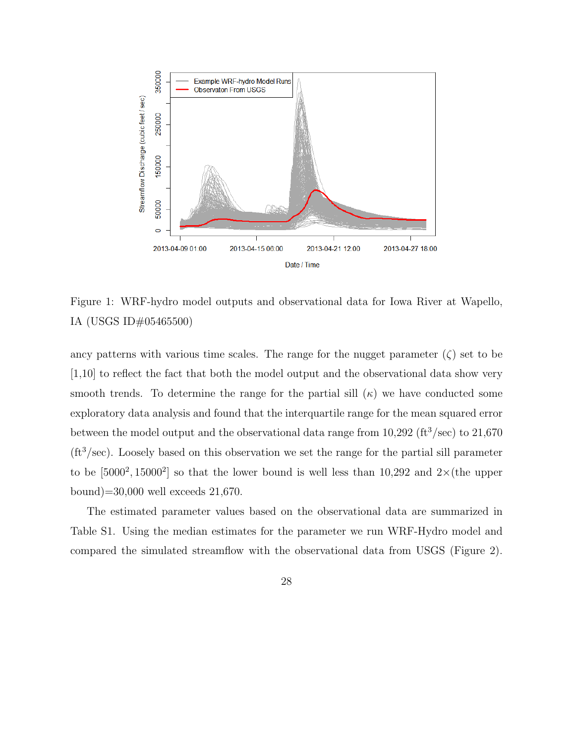Figure 1: WRF-hydro model outputs and observational data for Iowa River at Wapello, IA (USGS ID#05465500)

ancy patterns with various time scales. The range for the nugget parameter ($\zeta$) set to be [1,10] to reflect the fact that both the model output and the observational data show very smooth trends. To determine the range for the partial sill ($\kappa$) we have conducted some exploratory data analysis and found that the interquartile range for the mean squared error between the model output and the observational data range from 10,292 (ft$^3$/sec) to 21,670 (ft$^3$/sec). Loosely based on this observation we set the range for the partial sill parameter to be $[5000^2, 15000^2]$ so that the lower bound is well less than 10,292 and $2\times$(the upper bound)=30,000 well exceeds 21,670.

The estimated parameter values based on the observational data are summarized in Table S1. Using the median estimates for the parameter we run WRF-Hydro model and compared the simulated streamflow with the observational data from USGS (Figure 2).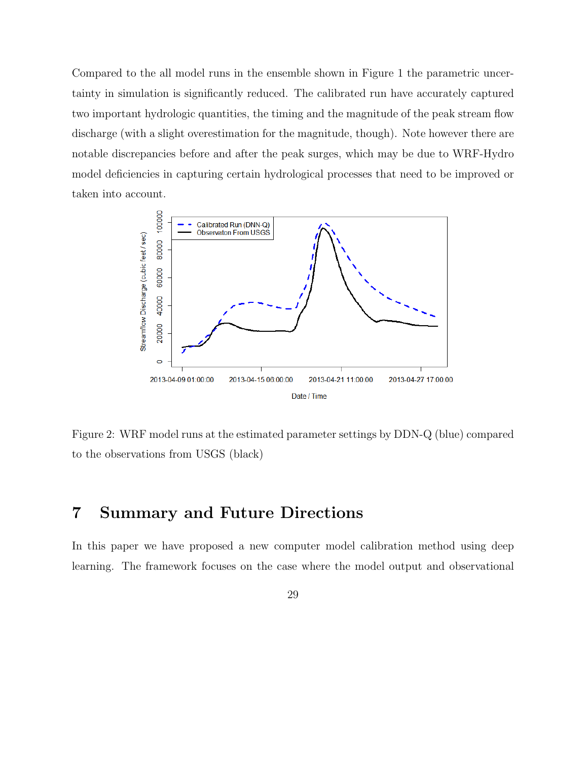Compared to the all model runs in the ensemble shown in Figure 1 the parametric uncertainty in simulation is significantly reduced. The calibrated run have accurately captured two important hydrologic quantities, the timing and the magnitude of the peak stream flow discharge (with a slight overestimation for the magnitude, though). Note however there are notable discrepancies before and after the peak surges, which may be due to WRF-Hydro model deficiencies in capturing certain hydrological processes that need to be improved or taken into account.

Figure 2: WRF model runs at the estimated parameter settings by DDN-Q (blue) compared to the observations from USGS (black)

# 7 Summary and Future Directions

In this paper we have proposed a new computer model calibration method using deep learning. The framework focuses on the case where the model output and observational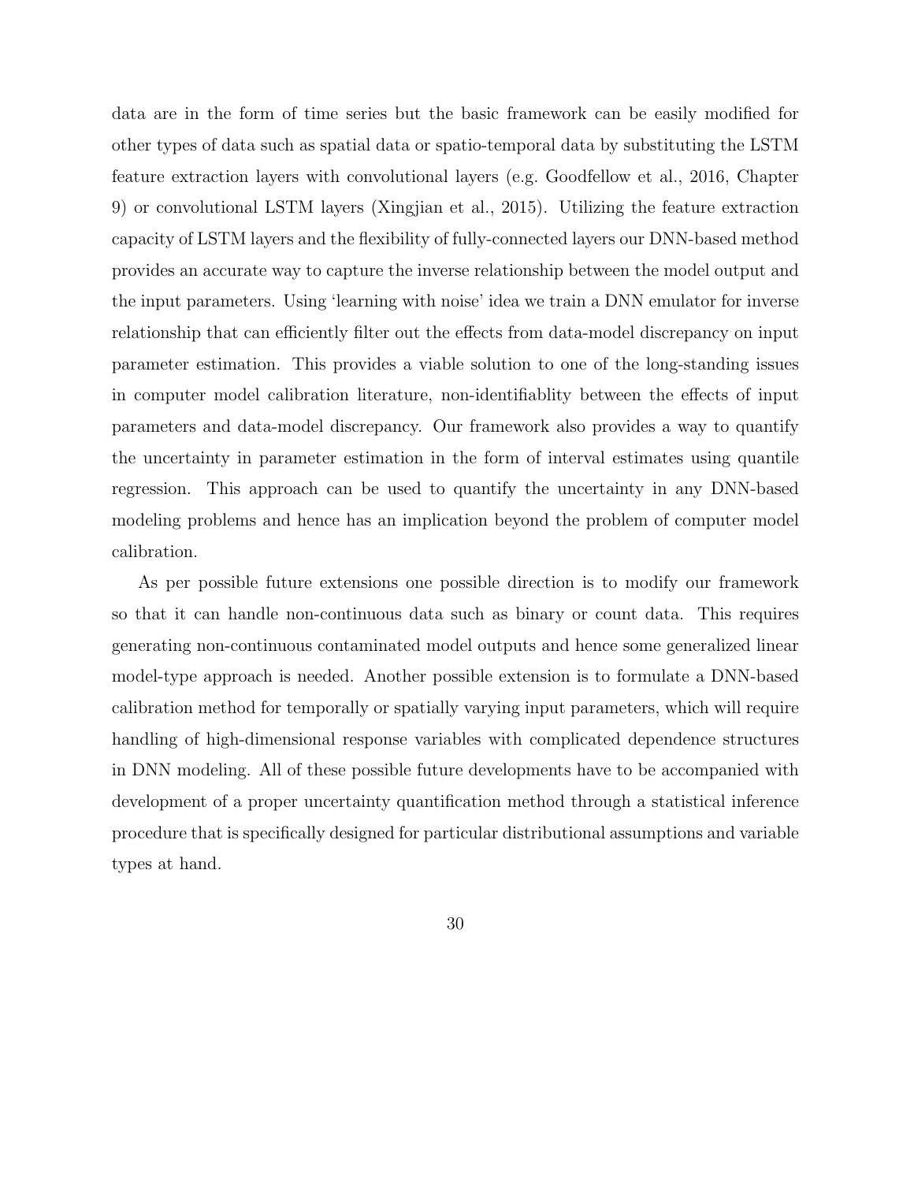data are in the form of time series but the basic framework can be easily modified for other types of data such as spatial data or spatio-temporal data by substituting the LSTM feature extraction layers with convolutional layers (e.g. Goodfellow et al., 2016, Chapter 9) or convolutional LSTM layers (Xingjian et al., 2015). Utilizing the feature extraction capacity of LSTM layers and the flexibility of fully-connected layers our DNN-based method provides an accurate way to capture the inverse relationship between the model output and the input parameters. Using 'learning with noise' idea we train a DNN emulator for inverse relationship that can efficiently filter out the effects from data-model discrepancy on input parameter estimation. This provides a viable solution to one of the long-standing issues in computer model calibration literature, non-identifiablity between the effects of input parameters and data-model discrepancy. Our framework also provides a way to quantify the uncertainty in parameter estimation in the form of interval estimates using quantile regression. This approach can be used to quantify the uncertainty in any DNN-based modeling problems and hence has an implication beyond the problem of computer model calibration.

As per possible future extensions one possible direction is to modify our framework so that it can handle non-continuous data such as binary or count data. This requires generating non-continuous contaminated model outputs and hence some generalized linear model-type approach is needed. Another possible extension is to formulate a DNN-based calibration method for temporally or spatially varying input parameters, which will require handling of high-dimensional response variables with complicated dependence structures in DNN modeling. All of these possible future developments have to be accompanied with development of a proper uncertainty quantification method through a statistical inference procedure that is specifically designed for particular distributional assumptions and variable types at hand.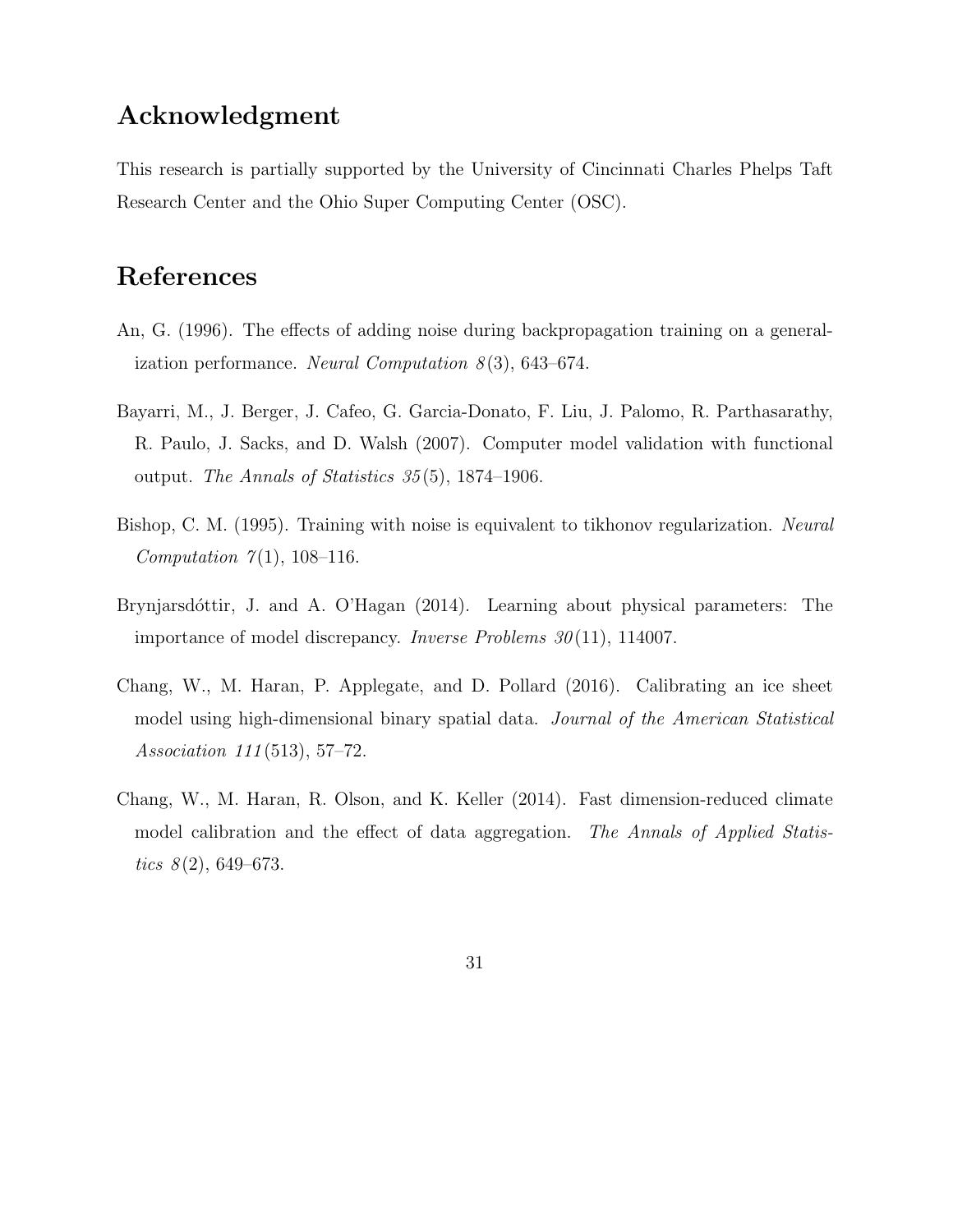## Acknowledgment

This research is partially supported by the University of Cincinnati Charles Phelps Taft Research Center and the Ohio Super Computing Center (OSC).

## References

An, G. (1996). The effects of adding noise during backpropagation training on a generalization performance. *Neural Computation 8*(3), 643–674.

Bayarri, M., J. Berger, J. Cafeo, G. Garcia-Donato, F. Liu, J. Palomo, R. Parthasarathy, R. Paulo, J. Sacks, and D. Walsh (2007). Computer model validation with functional output. *The Annals of Statistics 35*(5), 1874–1906.

Bishop, C. M. (1995). Training with noise is equivalent to tikhonov regularization. *Neural Computation 7*(1), 108–116.

Brynjarsdóttir, J. and A. O'Hagan (2014). Learning about physical parameters: The importance of model discrepancy. *Inverse Problems 30*(11), 114007.

Chang, W., M. Haran, P. Applegate, and D. Pollard (2016). Calibrating an ice sheet model using high-dimensional binary spatial data. *Journal of the American Statistical Association 111*(513), 57–72.

Chang, W., M. Haran, R. Olson, and K. Keller (2014). Fast dimension-reduced climate model calibration and the effect of data aggregation. *The Annals of Applied Statistics 8*(2), 649–673.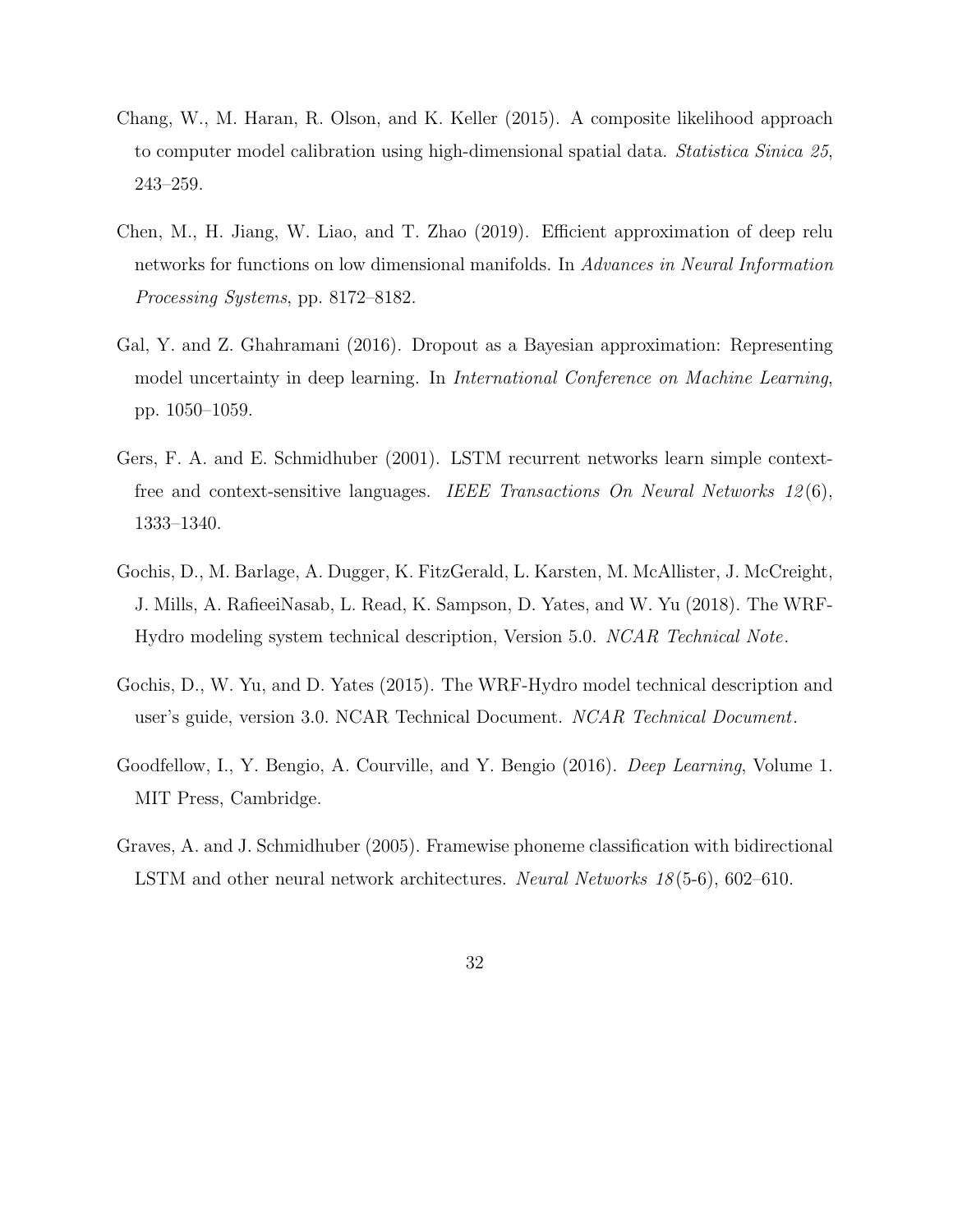Chang, W., M. Haran, R. Olson, and K. Keller (2015). A composite likelihood approach to computer model calibration using high-dimensional spatial data. *Statistica Sinica 25*, 243–259.

Chen, M., H. Jiang, W. Liao, and T. Zhao (2019). Efficient approximation of deep relu networks for functions on low dimensional manifolds. In *Advances in Neural Information Processing Systems*, pp. 8172–8182.

Gal, Y. and Z. Ghahramani (2016). Dropout as a Bayesian approximation: Representing model uncertainty in deep learning. In *International Conference on Machine Learning*, pp. 1050–1059.

Gers, F. A. and E. Schmidhuber (2001). LSTM recurrent networks learn simple context-free and context-sensitive languages. *IEEE Transactions On Neural Networks 12*(6), 1333–1340.

Gochis, D., M. Barlage, A. Dugger, K. FitzGerald, L. Karsten, M. McAllister, J. McCreight, J. Mills, A. RafieeiNasab, L. Read, K. Sampson, D. Yates, and W. Yu (2018). The WRF-Hydro modeling system technical description, Version 5.0. *NCAR Technical Note*.

Gochis, D., W. Yu, and D. Yates (2015). The WRF-Hydro model technical description and user's guide, version 3.0. NCAR Technical Document. *NCAR Technical Document*.

Goodfellow, I., Y. Bengio, A. Courville, and Y. Bengio (2016). *Deep Learning*, Volume 1. MIT Press, Cambridge.

Graves, A. and J. Schmidhuber (2005). Framewise phoneme classification with bidirectional LSTM and other neural network architectures. *Neural Networks 18*(5-6), 602–610.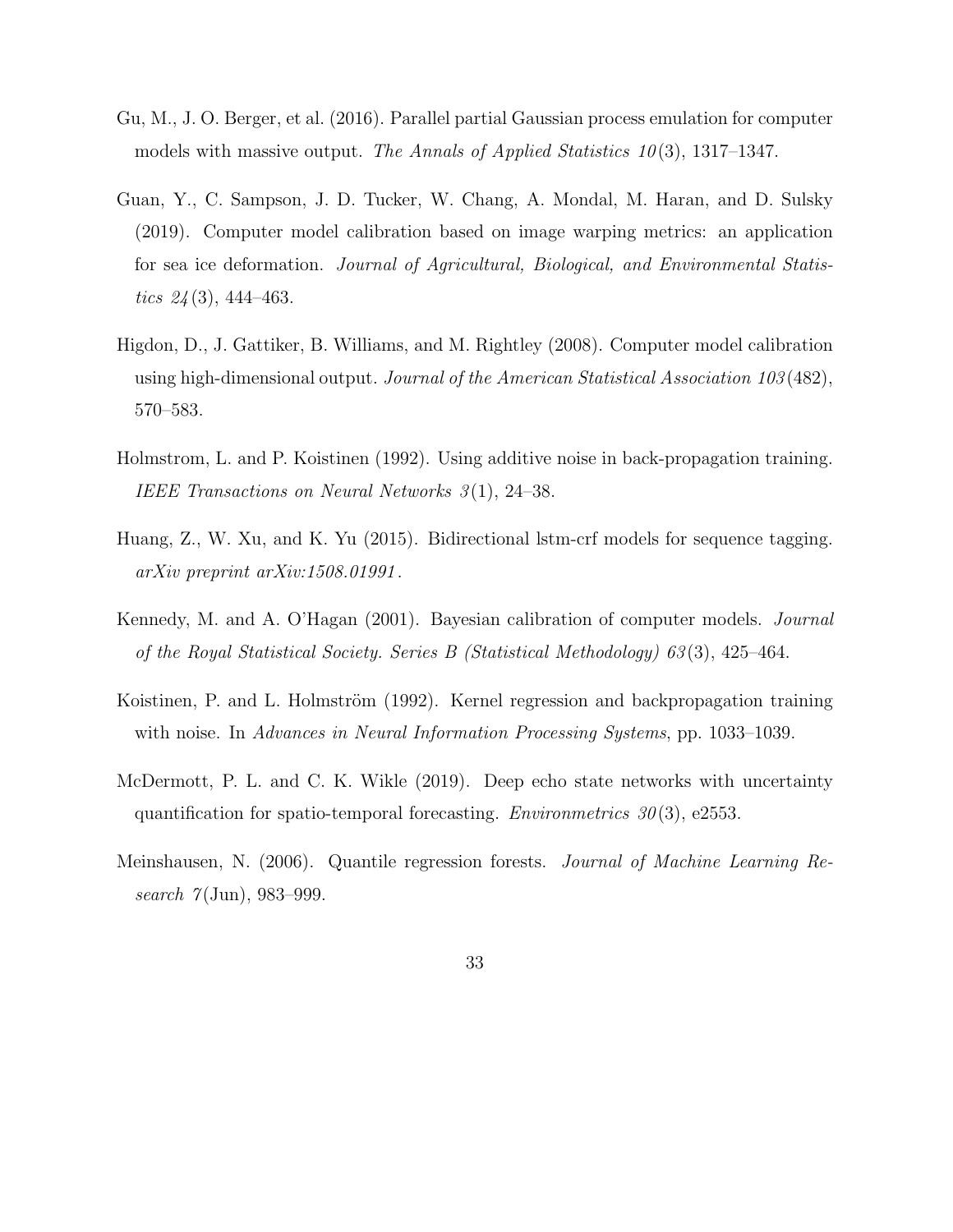Gu, M., J. O. Berger, et al. (2016). Parallel partial Gaussian process emulation for computer models with massive output. *The Annals of Applied Statistics 10*(3), 1317–1347.

Guan, Y., C. Sampson, J. D. Tucker, W. Chang, A. Mondal, M. Haran, and D. Sulsky (2019). Computer model calibration based on image warping metrics: an application for sea ice deformation. *Journal of Agricultural, Biological, and Environmental Statistics 24*(3), 444–463.

Higdon, D., J. Gattiker, B. Williams, and M. Rightley (2008). Computer model calibration using high-dimensional output. *Journal of the American Statistical Association 103*(482), 570–583.

Holmstrom, L. and P. Koistinen (1992). Using additive noise in back-propagation training. *IEEE Transactions on Neural Networks 3*(1), 24–38.

Huang, Z., W. Xu, and K. Yu (2015). Bidirectional lstm-crf models for sequence tagging. *arXiv preprint arXiv:1508.01991*.

Kennedy, M. and A. O'Hagan (2001). Bayesian calibration of computer models. *Journal of the Royal Statistical Society. Series B (Statistical Methodology) 63*(3), 425–464.

Koistinen, P. and L. Holmström (1992). Kernel regression and backpropagation training with noise. In *Advances in Neural Information Processing Systems*, pp. 1033–1039.

McDermott, P. L. and C. K. Wikle (2019). Deep echo state networks with uncertainty quantification for spatio-temporal forecasting. *Environmetrics 30*(3), e2553.

Meinshausen, N. (2006). Quantile regression forests. *Journal of Machine Learning Research 7*(Jun), 983–999.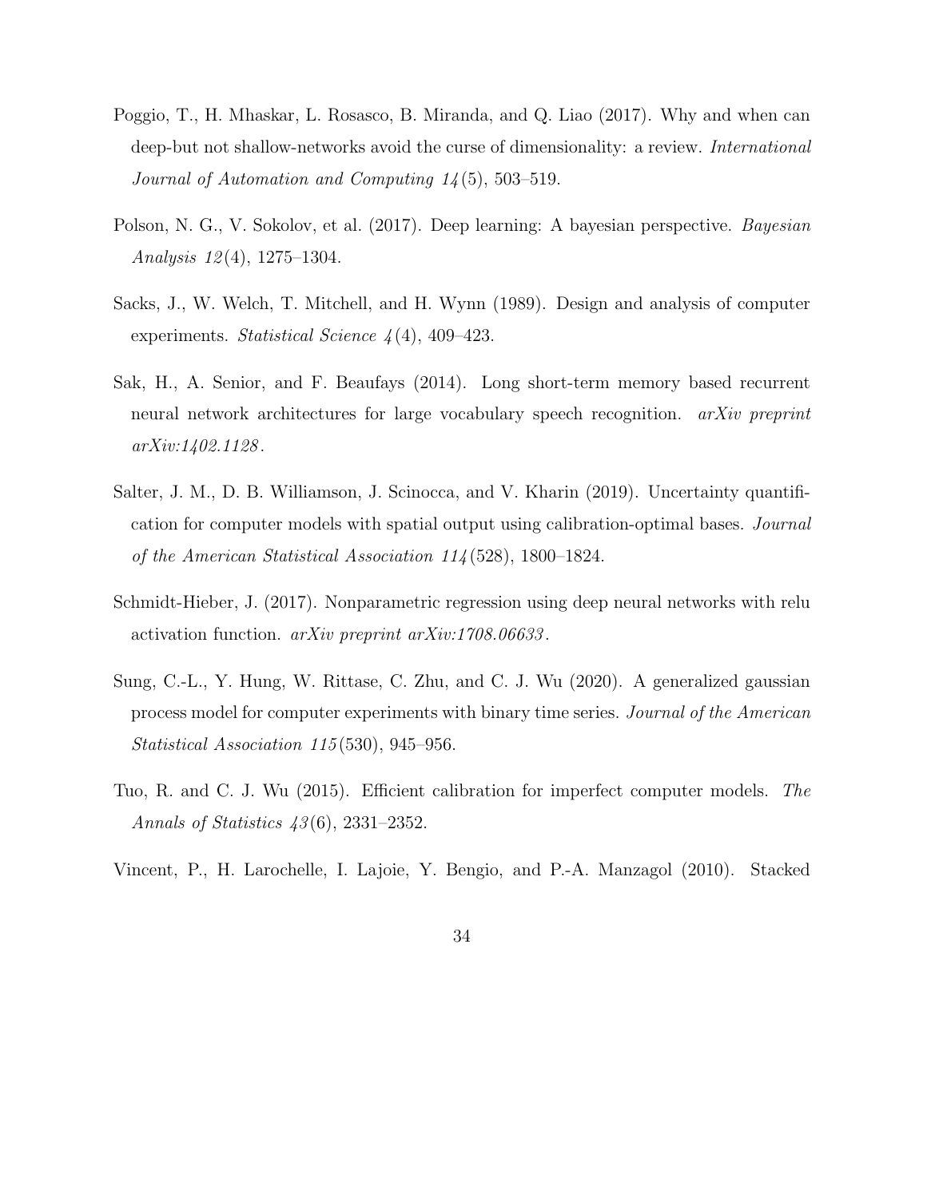Poggio, T., H. Mhaskar, L. Rosasco, B. Miranda, and Q. Liao (2017). Why and when can deep-but not shallow-networks avoid the curse of dimensionality: a review. *International Journal of Automation and Computing 14*(5), 503–519.

Polson, N. G., V. Sokolov, et al. (2017). Deep learning: A bayesian perspective. *Bayesian Analysis 12*(4), 1275–1304.

Sacks, J., W. Welch, T. Mitchell, and H. Wynn (1989). Design and analysis of computer experiments. *Statistical Science 4*(4), 409–423.

Sak, H., A. Senior, and F. Beaufays (2014). Long short-term memory based recurrent neural network architectures for large vocabulary speech recognition. *arXiv preprint arXiv:1402.1128*.

Salter, J. M., D. B. Williamson, J. Scinocca, and V. Kharin (2019). Uncertainty quantification for computer models with spatial output using calibration-optimal bases. *Journal of the American Statistical Association 114*(528), 1800–1824.

Schmidt-Hieber, J. (2017). Nonparametric regression using deep neural networks with relu activation function. *arXiv preprint arXiv:1708.06633*.

Sung, C.-L., Y. Hung, W. Rittase, C. Zhu, and C. J. Wu (2020). A generalized gaussian process model for computer experiments with binary time series. *Journal of the American Statistical Association 115*(530), 945–956.

Tuo, R. and C. J. Wu (2015). Efficient calibration for imperfect computer models. *The Annals of Statistics 43*(6), 2331–2352.

Vincent, P., H. Larochelle, I. Lajoie, Y. Bengio, and P.-A. Manzagol (2010). Stacked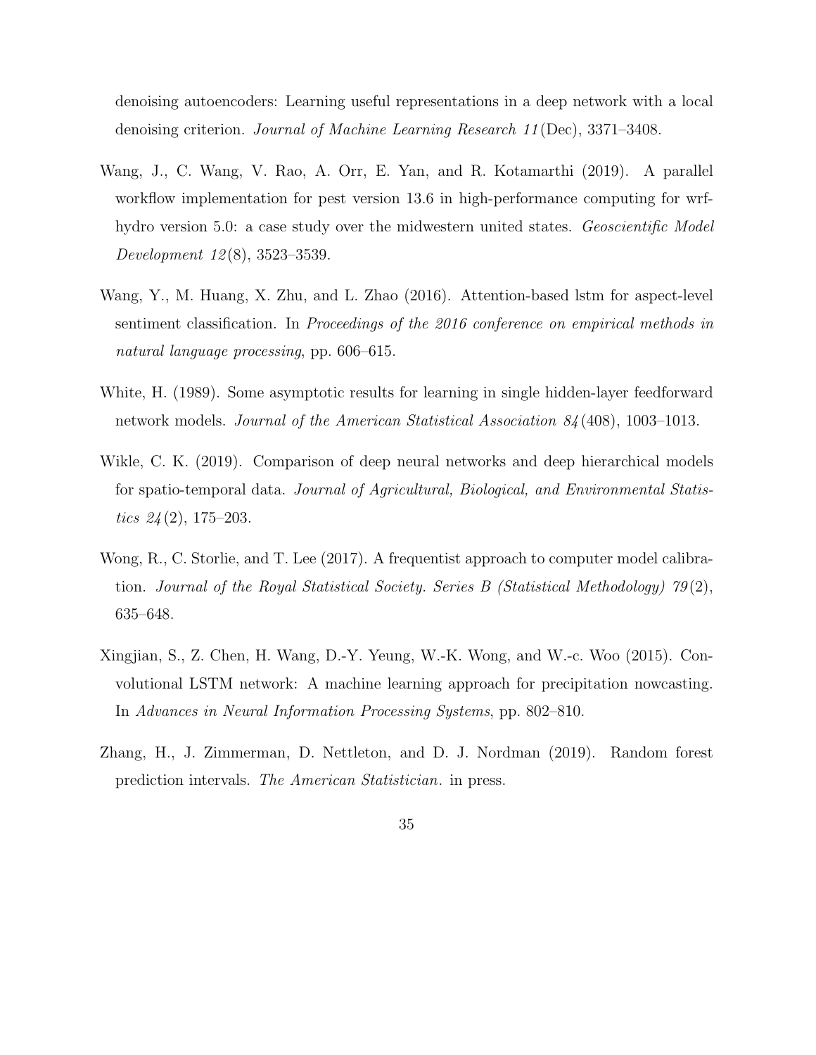denoising autoencoders: Learning useful representations in a deep network with a local denoising criterion. *Journal of Machine Learning Research 11*(Dec), 3371–3408.

Wang, J., C. Wang, V. Rao, A. Orr, E. Yan, and R. Kotamarthi (2019). A parallel workflow implementation for pest version 13.6 in high-performance computing for wrf-hydro version 5.0: a case study over the midwestern united states. *Geoscientific Model Development 12*(8), 3523–3539.

Wang, Y., M. Huang, X. Zhu, and L. Zhao (2016). Attention-based lstm for aspect-level sentiment classification. In *Proceedings of the 2016 conference on empirical methods in natural language processing*, pp. 606–615.

White, H. (1989). Some asymptotic results for learning in single hidden-layer feedforward network models. *Journal of the American Statistical Association 84*(408), 1003–1013.

Wikle, C. K. (2019). Comparison of deep neural networks and deep hierarchical models for spatio-temporal data. *Journal of Agricultural, Biological, and Environmental Statistics 24*(2), 175–203.

Wong, R., C. Storlie, and T. Lee (2017). A frequentist approach to computer model calibration. *Journal of the Royal Statistical Society. Series B (Statistical Methodology) 79*(2), 635–648.

Xingjian, S., Z. Chen, H. Wang, D.-Y. Yeung, W.-K. Wong, and W.-c. Woo (2015). Convolutional LSTM network: A machine learning approach for precipitation nowcasting. In *Advances in Neural Information Processing Systems*, pp. 802–810.

Zhang, H., J. Zimmerman, D. Nettleton, and D. J. Nordman (2019). Random forest prediction intervals. *The American Statistician*. in press.